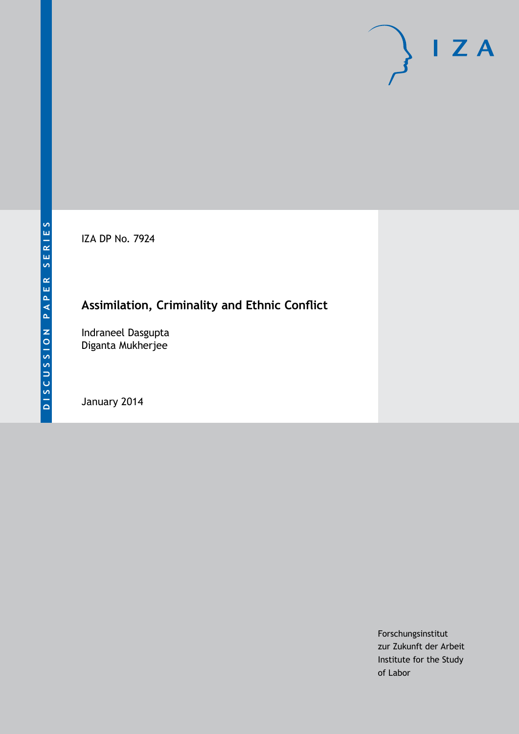DISCUSSION PAPER SERIES

IZA DP No. 7924

# Assimilation, Criminality and Ethnic Conflict

Indraneel Dasgupta
Diganta Mukherjee

January 2014

Forschungsinstitut
zur Zukunft der Arbeit
Institute for the Study
of Labor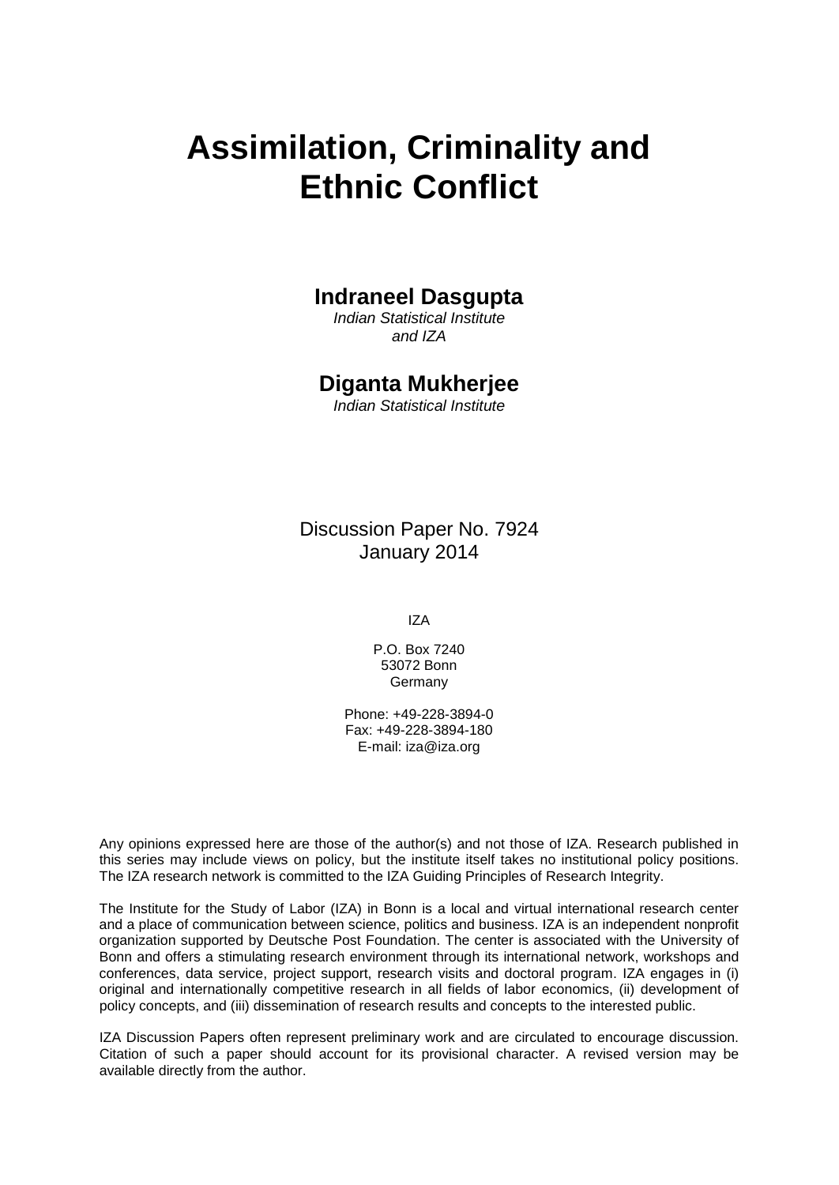# Assimilation, Criminality and Ethnic Conflict

**Indraneel Dasgupta**
*Indian Statistical Institute and IZA*

**Diganta Mukherjee**
*Indian Statistical Institute*

Discussion Paper No. 7924
January 2014

IZA

P.O. Box 7240
53072 Bonn
Germany

Phone: +49-228-3894-0
Fax: +49-228-3894-180
E-mail: iza@iza.org

Any opinions expressed here are those of the author(s) and not those of IZA. Research published in this series may include views on policy, but the institute itself takes no institutional policy positions. The IZA research network is committed to the IZA Guiding Principles of Research Integrity.

The Institute for the Study of Labor (IZA) in Bonn is a local and virtual international research center and a place of communication between science, politics and business. IZA is an independent nonprofit organization supported by Deutsche Post Foundation. The center is associated with the University of Bonn and offers a stimulating research environment through its international network, workshops and conferences, data service, project support, research visits and doctoral program. IZA engages in (i) original and internationally competitive research in all fields of labor economics, (ii) development of policy concepts, and (iii) dissemination of research results and concepts to the interested public.

IZA Discussion Papers often represent preliminary work and are circulated to encourage discussion. Citation of such a paper should account for its provisional character. A revised version may be available directly from the author.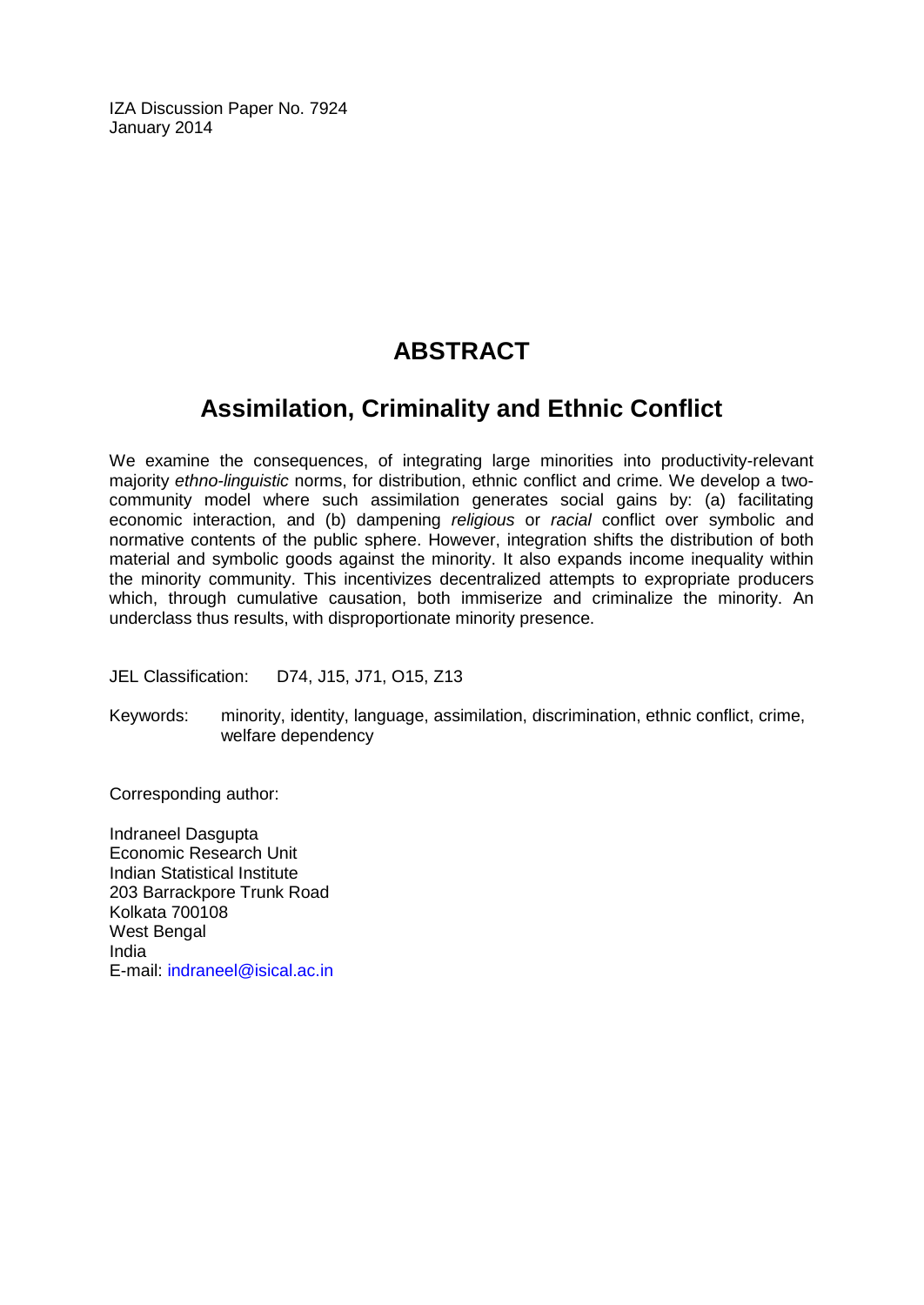IZA Discussion Paper No. 7924
January 2014

# ABSTRACT

## Assimilation, Criminality and Ethnic Conflict

We examine the consequences, of integrating large minorities into productivity-relevant majority *ethno-linguistic* norms, for distribution, ethnic conflict and crime. We develop a two-community model where such assimilation generates social gains by: (a) facilitating economic interaction, and (b) dampening *religious* or *racial* conflict over symbolic and normative contents of the public sphere. However, integration shifts the distribution of both material and symbolic goods against the minority. It also expands income inequality within the minority community. This incentivizes decentralized attempts to expropriate producers which, through cumulative causation, both immiserize and criminalize the minority. An underclass thus results, with disproportionate minority presence.

JEL Classification: D74, J15, J71, O15, Z13

Keywords: minority, identity, language, assimilation, discrimination, ethnic conflict, crime, welfare dependency

Corresponding author:

Indraneel Dasgupta
Economic Research Unit
Indian Statistical Institute
203 Barrackpore Trunk Road
Kolkata 700108
West Bengal
India
E-mail: indraneel@isical.ac.in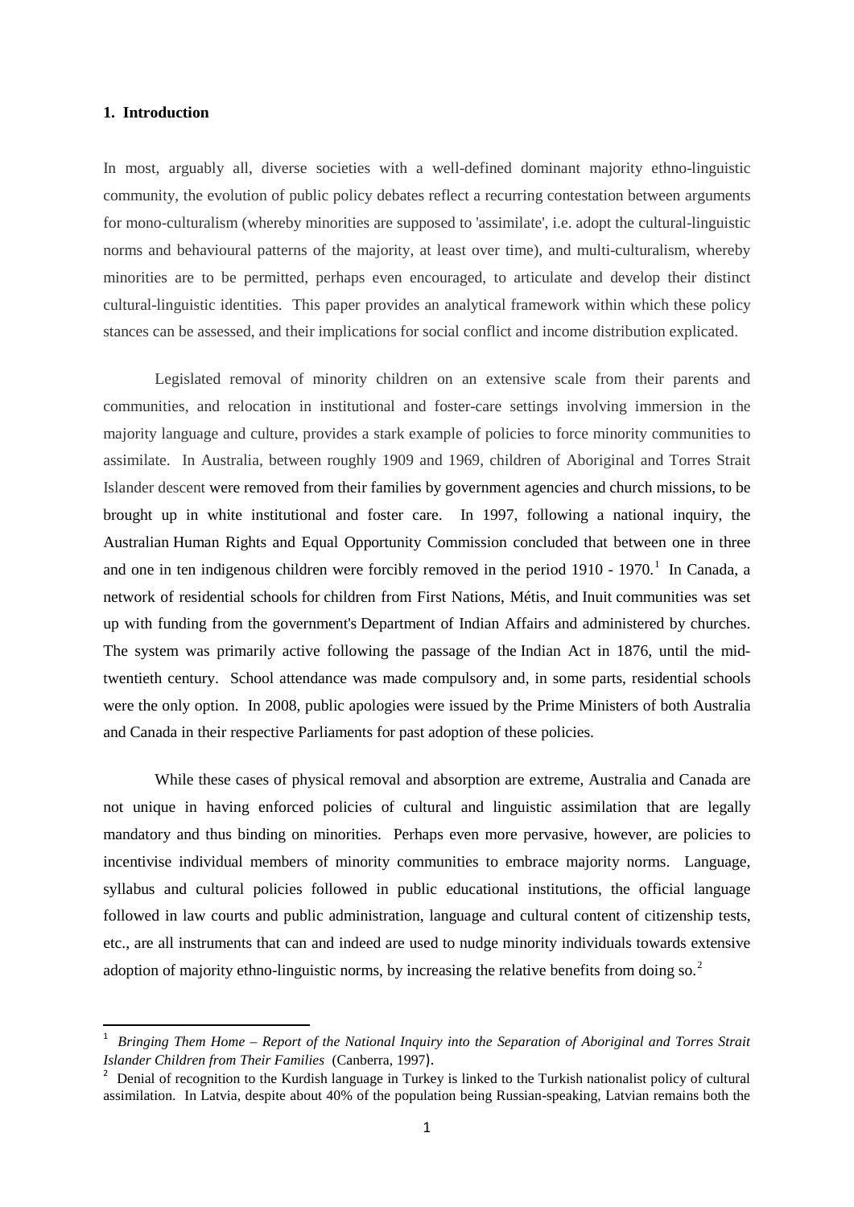## 1. Introduction

In most, arguably all, diverse societies with a well-defined dominant majority ethno-linguistic community, the evolution of public policy debates reflect a recurring contestation between arguments for mono-culturalism (whereby minorities are supposed to 'assimilate', i.e. adopt the cultural-linguistic norms and behavioural patterns of the majority, at least over time), and multi-culturalism, whereby minorities are to be permitted, perhaps even encouraged, to articulate and develop their distinct cultural-linguistic identities. This paper provides an analytical framework within which these policy stances can be assessed, and their implications for social conflict and income distribution explicated.

Legislated removal of minority children on an extensive scale from their parents and communities, and relocation in institutional and foster-care settings involving immersion in the majority language and culture, provides a stark example of policies to force minority communities to assimilate. In Australia, between roughly 1909 and 1969, children of Aboriginal and Torres Strait Islander descent were removed from their families by government agencies and church missions, to be brought up in white institutional and foster care. In 1997, following a national inquiry, the Australian Human Rights and Equal Opportunity Commission concluded that between one in three and one in ten indigenous children were forcibly removed in the period 1910 - 1970.[1] In Canada, a network of residential schools for children from First Nations, Métis, and Inuit communities was set up with funding from the government's Department of Indian Affairs and administered by churches. The system was primarily active following the passage of the Indian Act in 1876, until the mid-twentieth century. School attendance was made compulsory and, in some parts, residential schools were the only option. In 2008, public apologies were issued by the Prime Ministers of both Australia and Canada in their respective Parliaments for past adoption of these policies.

While these cases of physical removal and absorption are extreme, Australia and Canada are not unique in having enforced policies of cultural and linguistic assimilation that are legally mandatory and thus binding on minorities. Perhaps even more pervasive, however, are policies to incentivise individual members of minority communities to embrace majority norms. Language, syllabus and cultural policies followed in public educational institutions, the official language followed in law courts and public administration, language and cultural content of citizenship tests, etc., are all instruments that can and indeed are used to nudge minority individuals towards extensive adoption of majority ethno-linguistic norms, by increasing the relative benefits from doing so.[2]

---

[1] *Bringing Them Home – Report of the National Inquiry into the Separation of Aboriginal and Torres Strait Islander Children from Their Families* (Canberra, 1997).

[2] Denial of recognition to the Kurdish language in Turkey is linked to the Turkish nationalist policy of cultural assimilation. In Latvia, despite about 40% of the population being Russian-speaking, Latvian remains both the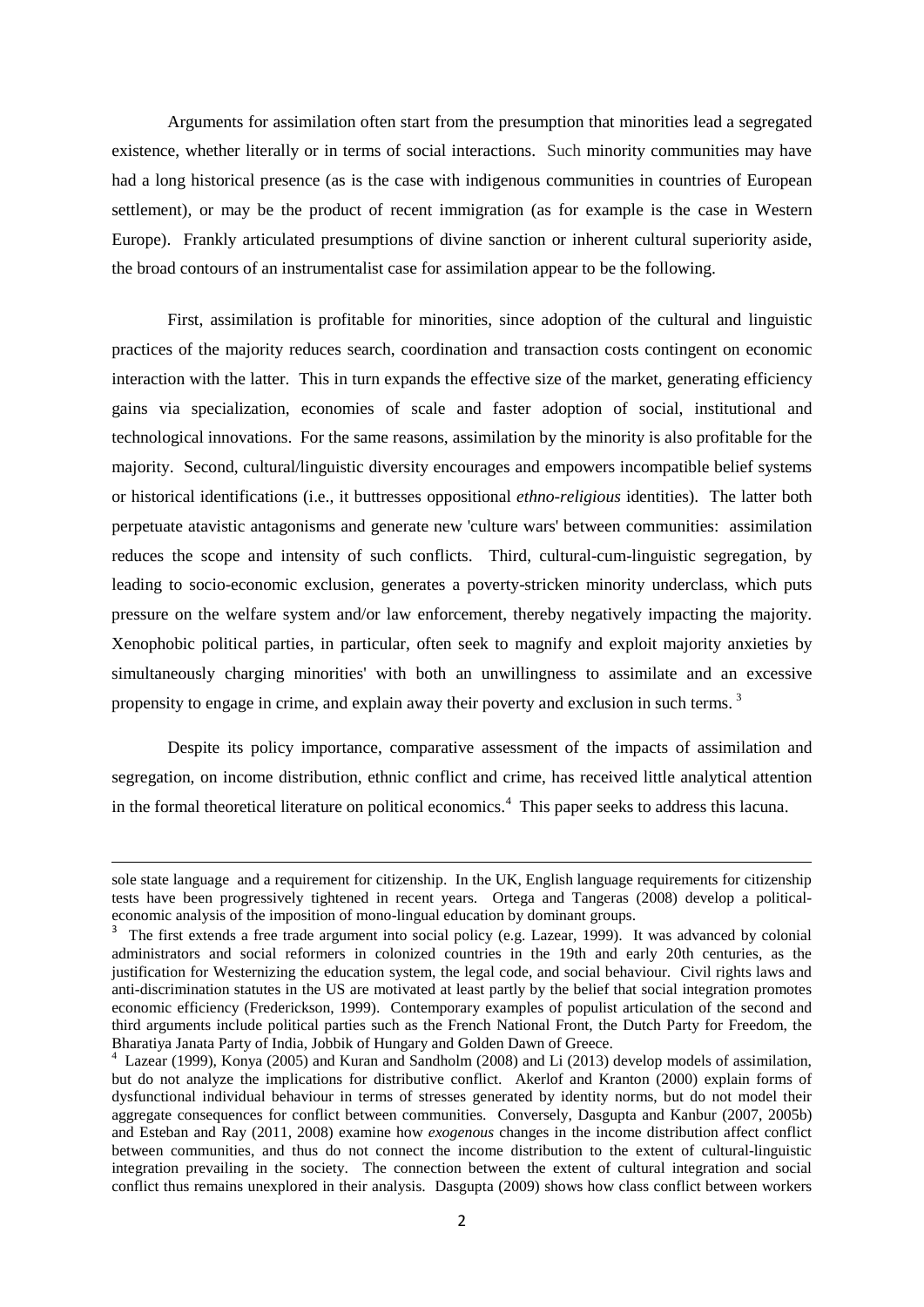Arguments for assimilation often start from the presumption that minorities lead a segregated existence, whether literally or in terms of social interactions. Such minority communities may have had a long historical presence (as is the case with indigenous communities in countries of European settlement), or may be the product of recent immigration (as for example is the case in Western Europe). Frankly articulated presumptions of divine sanction or inherent cultural superiority aside, the broad contours of an instrumentalist case for assimilation appear to be the following.

First, assimilation is profitable for minorities, since adoption of the cultural and linguistic practices of the majority reduces search, coordination and transaction costs contingent on economic interaction with the latter. This in turn expands the effective size of the market, generating efficiency gains via specialization, economies of scale and faster adoption of social, institutional and technological innovations. For the same reasons, assimilation by the minority is also profitable for the majority. Second, cultural/linguistic diversity encourages and empowers incompatible belief systems or historical identifications (i.e., it buttresses oppositional *ethno-religious* identities). The latter both perpetuate atavistic antagonisms and generate new 'culture wars' between communities: assimilation reduces the scope and intensity of such conflicts. Third, cultural-cum-linguistic segregation, by leading to socio-economic exclusion, generates a poverty-stricken minority underclass, which puts pressure on the welfare system and/or law enforcement, thereby negatively impacting the majority. Xenophobic political parties, in particular, often seek to magnify and exploit majority anxieties by simultaneously charging minorities' with both an unwillingness to assimilate and an excessive propensity to engage in crime, and explain away their poverty and exclusion in such terms. [3]

Despite its policy importance, comparative assessment of the impacts of assimilation and segregation, on income distribution, ethnic conflict and crime, has received little analytical attention in the formal theoretical literature on political economics.[4] This paper seeks to address this lacuna.

---

sole state language and a requirement for citizenship. In the UK, English language requirements for citizenship tests have been progressively tightened in recent years. Ortega and Tangeras (2008) develop a political-economic analysis of the imposition of mono-lingual education by dominant groups.

[3] The first extends a free trade argument into social policy (e.g. Lazear, 1999). It was advanced by colonial administrators and social reformers in colonized countries in the 19th and early 20th centuries, as the justification for Westernizing the education system, the legal code, and social behaviour. Civil rights laws and anti-discrimination statutes in the US are motivated at least partly by the belief that social integration promotes economic efficiency (Frederickson, 1999). Contemporary examples of populist articulation of the second and third arguments include political parties such as the French National Front, the Dutch Party for Freedom, the Bharatiya Janata Party of India, Jobbik of Hungary and Golden Dawn of Greece.

[4] Lazear (1999), Konya (2005) and Kuran and Sandholm (2008) and Li (2013) develop models of assimilation, but do not analyze the implications for distributive conflict. Akerlof and Kranton (2000) explain forms of dysfunctional individual behaviour in terms of stresses generated by identity norms, but do not model their aggregate consequences for conflict between communities. Conversely, Dasgupta and Kanbur (2007, 2005b) and Esteban and Ray (2011, 2008) examine how *exogenous* changes in the income distribution affect conflict between communities, and thus do not connect the income distribution to the extent of cultural-linguistic integration prevailing in the society. The connection between the extent of cultural integration and social conflict thus remains unexplored in their analysis. Dasgupta (2009) shows how class conflict between workers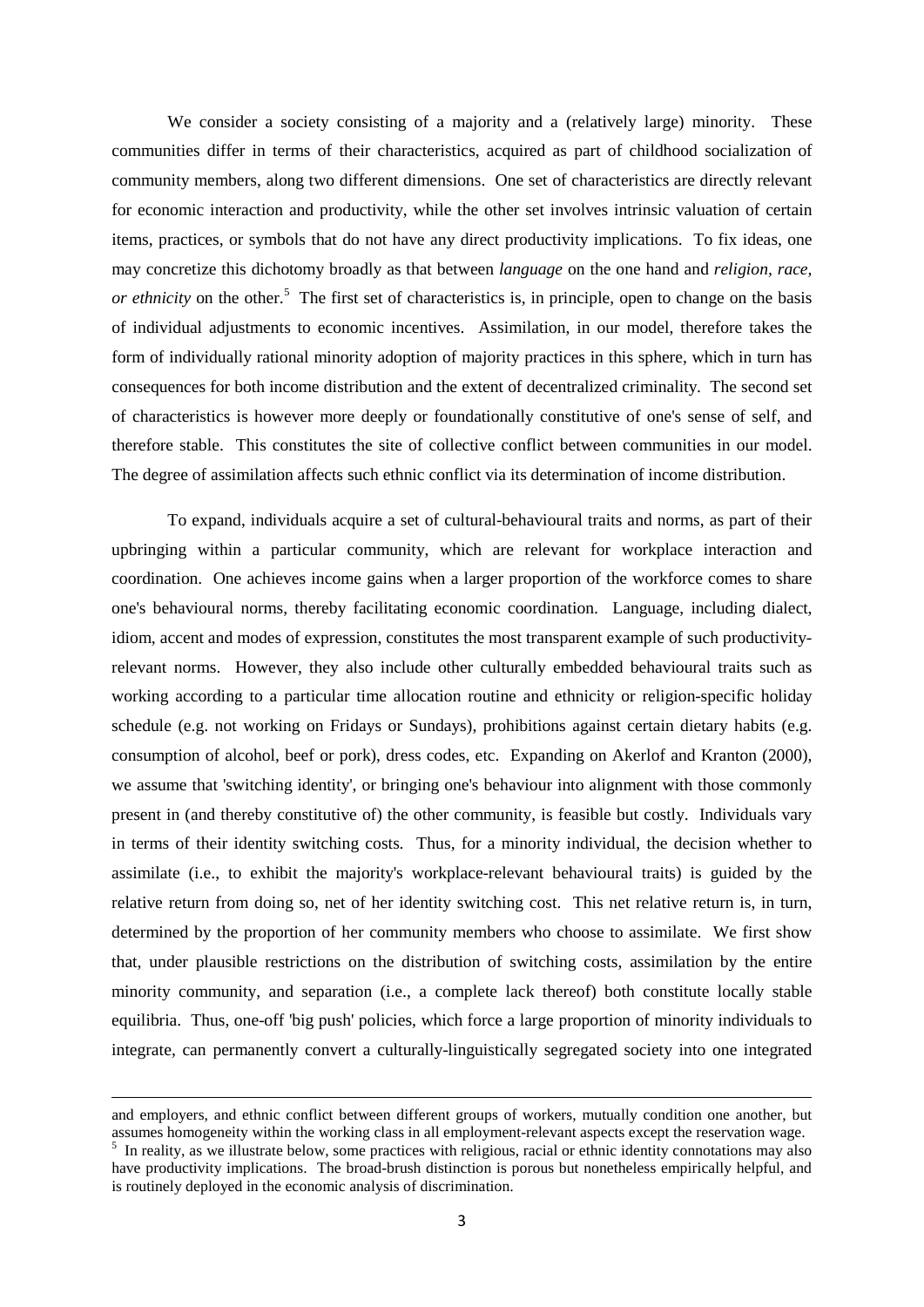We consider a society consisting of a majority and a (relatively large) minority. These communities differ in terms of their characteristics, acquired as part of childhood socialization of community members, along two different dimensions. One set of characteristics are directly relevant for economic interaction and productivity, while the other set involves intrinsic valuation of certain items, practices, or symbols that do not have any direct productivity implications. To fix ideas, one may concretize this dichotomy broadly as that between *language* on the one hand and *religion, race, or ethnicity* on the other.[5] The first set of characteristics is, in principle, open to change on the basis of individual adjustments to economic incentives. Assimilation, in our model, therefore takes the form of individually rational minority adoption of majority practices in this sphere, which in turn has consequences for both income distribution and the extent of decentralized criminality. The second set of characteristics is however more deeply or foundationally constitutive of one's sense of self, and therefore stable. This constitutes the site of collective conflict between communities in our model. The degree of assimilation affects such ethnic conflict via its determination of income distribution.

To expand, individuals acquire a set of cultural-behavioural traits and norms, as part of their upbringing within a particular community, which are relevant for workplace interaction and coordination. One achieves income gains when a larger proportion of the workforce comes to share one's behavioural norms, thereby facilitating economic coordination. Language, including dialect, idiom, accent and modes of expression, constitutes the most transparent example of such productivity-relevant norms. However, they also include other culturally embedded behavioural traits such as working according to a particular time allocation routine and ethnicity or religion-specific holiday schedule (e.g. not working on Fridays or Sundays), prohibitions against certain dietary habits (e.g. consumption of alcohol, beef or pork), dress codes, etc. Expanding on Akerlof and Kranton (2000), we assume that 'switching identity', or bringing one's behaviour into alignment with those commonly present in (and thereby constitutive of) the other community, is feasible but costly. Individuals vary in terms of their identity switching costs. Thus, for a minority individual, the decision whether to assimilate (i.e., to exhibit the majority's workplace-relevant behavioural traits) is guided by the relative return from doing so, net of her identity switching cost. This net relative return is, in turn, determined by the proportion of her community members who choose to assimilate. We first show that, under plausible restrictions on the distribution of switching costs, assimilation by the entire minority community, and separation (i.e., a complete lack thereof) both constitute locally stable equilibria. Thus, one-off 'big push' policies, which force a large proportion of minority individuals to integrate, can permanently convert a culturally-linguistically segregated society into one integrated

---

and employers, and ethnic conflict between different groups of workers, mutually condition one another, but assumes homogeneity within the working class in all employment-relevant aspects except the reservation wage.

[5] In reality, as we illustrate below, some practices with religious, racial or ethnic identity connotations may also have productivity implications. The broad-brush distinction is porous but nonetheless empirically helpful, and is routinely deployed in the economic analysis of discrimination.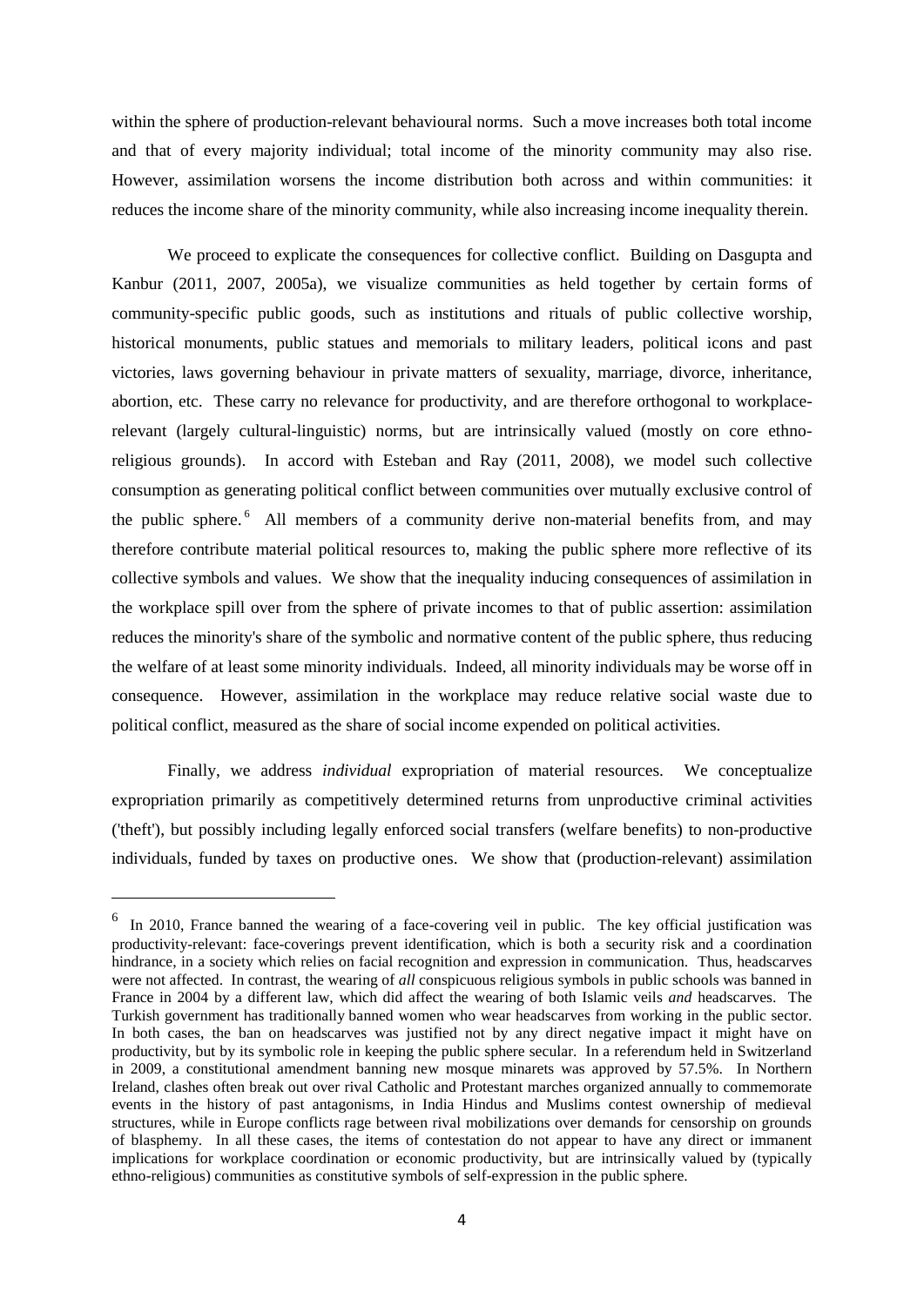within the sphere of production-relevant behavioural norms. Such a move increases both total income and that of every majority individual; total income of the minority community may also rise. However, assimilation worsens the income distribution both across and within communities: it reduces the income share of the minority community, while also increasing income inequality therein.

We proceed to explicate the consequences for collective conflict. Building on Dasgupta and Kanbur (2011, 2007, 2005a), we visualize communities as held together by certain forms of community-specific public goods, such as institutions and rituals of public collective worship, historical monuments, public statues and memorials to military leaders, political icons and past victories, laws governing behaviour in private matters of sexuality, marriage, divorce, inheritance, abortion, etc. These carry no relevance for productivity, and are therefore orthogonal to workplace-relevant (largely cultural-linguistic) norms, but are intrinsically valued (mostly on core ethno-religious grounds). In accord with Esteban and Ray (2011, 2008), we model such collective consumption as generating political conflict between communities over mutually exclusive control of the public sphere.[6] All members of a community derive non-material benefits from, and may therefore contribute material political resources to, making the public sphere more reflective of its collective symbols and values. We show that the inequality inducing consequences of assimilation in the workplace spill over from the sphere of private incomes to that of public assertion: assimilation reduces the minority's share of the symbolic and normative content of the public sphere, thus reducing the welfare of at least some minority individuals. Indeed, all minority individuals may be worse off in consequence. However, assimilation in the workplace may reduce relative social waste due to political conflict, measured as the share of social income expended on political activities.

Finally, we address *individual* expropriation of material resources. We conceptualize expropriation primarily as competitively determined returns from unproductive criminal activities ('theft'), but possibly including legally enforced social transfers (welfare benefits) to non-productive individuals, funded by taxes on productive ones. We show that (production-relevant) assimilation

---

[6] In 2010, France banned the wearing of a face-covering veil in public. The key official justification was productivity-relevant: face-coverings prevent identification, which is both a security risk and a coordination hindrance, in a society which relies on facial recognition and expression in communication. Thus, headscarves were not affected. In contrast, the wearing of *all* conspicuous religious symbols in public schools was banned in France in 2004 by a different law, which did affect the wearing of both Islamic veils *and* headscarves. The Turkish government has traditionally banned women who wear headscarves from working in the public sector. In both cases, the ban on headscarves was justified not by any direct negative impact it might have on productivity, but by its symbolic role in keeping the public sphere secular. In a referendum held in Switzerland in 2009, a constitutional amendment banning new mosque minarets was approved by 57.5%. In Northern Ireland, clashes often break out over rival Catholic and Protestant marches organized annually to commemorate events in the history of past antagonisms, in India Hindus and Muslims contest ownership of medieval structures, while in Europe conflicts rage between rival mobilizations over demands for censorship on grounds of blasphemy. In all these cases, the items of contestation do not appear to have any direct or immanent implications for workplace coordination or economic productivity, but are intrinsically valued by (typically ethno-religious) communities as constitutive symbols of self-expression in the public sphere.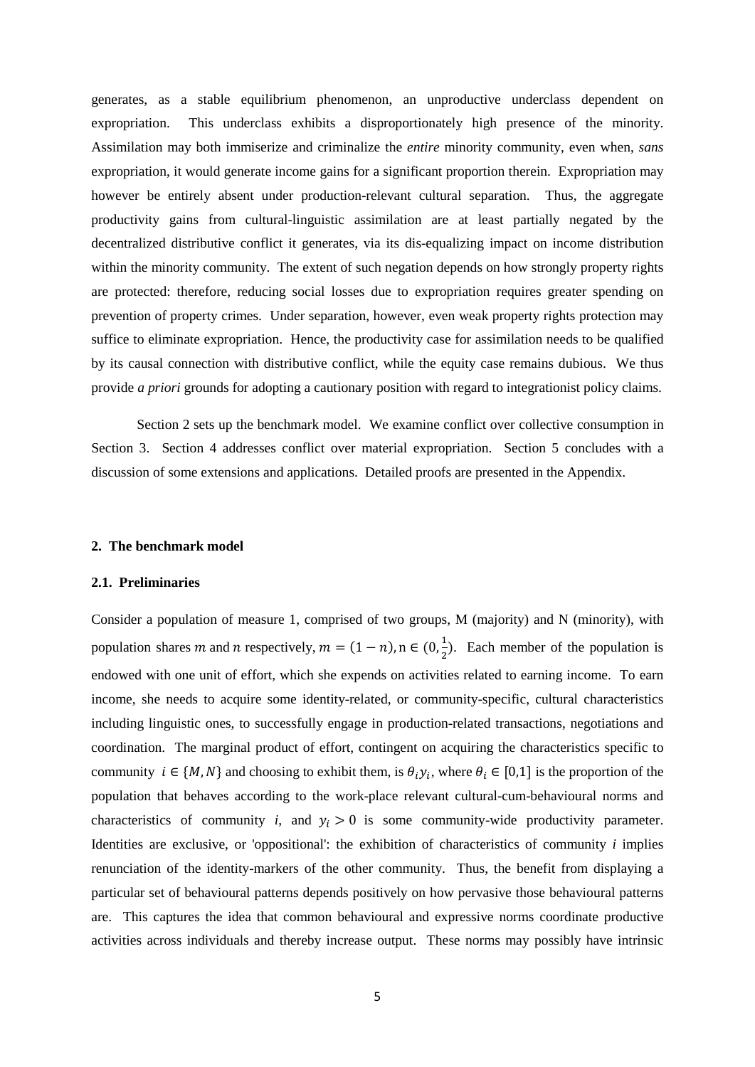generates, as a stable equilibrium phenomenon, an unproductive underclass dependent on expropriation. This underclass exhibits a disproportionately high presence of the minority. Assimilation may both immiserize and criminalize the *entire* minority community, even when, *sans* expropriation, it would generate income gains for a significant proportion therein. Expropriation may however be entirely absent under production-relevant cultural separation. Thus, the aggregate productivity gains from cultural-linguistic assimilation are at least partially negated by the decentralized distributive conflict it generates, via its dis-equalizing impact on income distribution within the minority community. The extent of such negation depends on how strongly property rights are protected: therefore, reducing social losses due to expropriation requires greater spending on prevention of property crimes. Under separation, however, even weak property rights protection may suffice to eliminate expropriation. Hence, the productivity case for assimilation needs to be qualified by its causal connection with distributive conflict, while the equity case remains dubious. We thus provide *a priori* grounds for adopting a cautionary position with regard to integrationist policy claims.

Section 2 sets up the benchmark model. We examine conflict over collective consumption in Section 3. Section 4 addresses conflict over material expropriation. Section 5 concludes with a discussion of some extensions and applications. Detailed proofs are presented in the Appendix.

## 2. The benchmark model

### 2.1. Preliminaries

Consider a population of measure 1, comprised of two groups, M (majority) and N (minority), with population shares $m$ and $n$ respectively, $m = (1 - n)$, $n \in (0, \frac{1}{2})$. Each member of the population is endowed with one unit of effort, which she expends on activities related to earning income. To earn income, she needs to acquire some identity-related, or community-specific, cultural characteristics including linguistic ones, to successfully engage in production-related transactions, negotiations and coordination. The marginal product of effort, contingent on acquiring the characteristics specific to community $i \in \{M, N\}$ and choosing to exhibit them, is $\theta_i y_i$, where $\theta_i \in [0,1]$ is the proportion of the population that behaves according to the work-place relevant cultural-cum-behavioural norms and characteristics of community $i$, and $y_i > 0$ is some community-wide productivity parameter. Identities are exclusive, or 'oppositional': the exhibition of characteristics of community $i$ implies renunciation of the identity-markers of the other community. Thus, the benefit from displaying a particular set of behavioural patterns depends positively on how pervasive those behavioural patterns are. This captures the idea that common behavioural and expressive norms coordinate productive activities across individuals and thereby increase output. These norms may possibly have intrinsic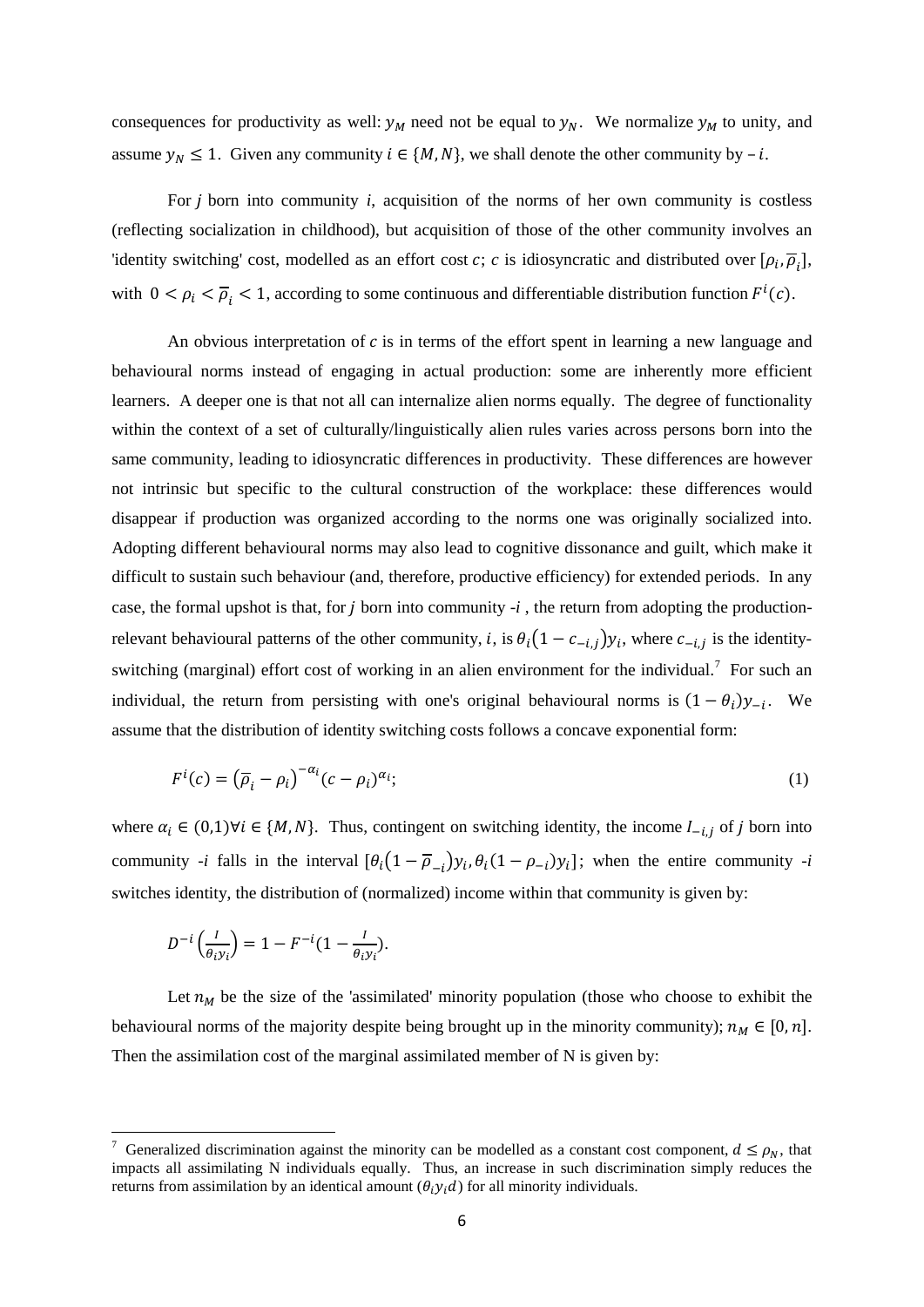consequences for productivity as well: $y_M$ need not be equal to $y_N$. We normalize $y_M$ to unity, and assume $y_N \leq 1$. Given any community $i \in \{M, N\}$, we shall denote the other community by $-i$.

For $j$ born into community $i$, acquisition of the norms of her own community is costless (reflecting socialization in childhood), but acquisition of those of the other community involves an 'identity switching' cost, modelled as an effort cost $c$; $c$ is idiosyncratic and distributed over $[\rho_i, \overline{\rho}_i]$, with $0 < \rho_i < \overline{\rho}_i < 1$, according to some continuous and differentiable distribution function $F^i(c)$.

An obvious interpretation of $c$ is in terms of the effort spent in learning a new language and behavioural norms instead of engaging in actual production: some are inherently more efficient learners. A deeper one is that not all can internalize alien norms equally. The degree of functionality within the context of a set of culturally/linguistically alien rules varies across persons born into the same community, leading to idiosyncratic differences in productivity. These differences are however not intrinsic but specific to the cultural construction of the workplace: these differences would disappear if production was organized according to the norms one was originally socialized into. Adopting different behavioural norms may also lead to cognitive dissonance and guilt, which make it difficult to sustain such behaviour (and, therefore, productive efficiency) for extended periods. In any case, the formal upshot is that, for $j$ born into community $-i$, the return from adopting the production-relevant behavioural patterns of the other community, $i$, is $\theta_i(1 - c_{-i,j})y_i$, where $c_{-i,j}$ is the identity-switching (marginal) effort cost of working in an alien environment for the individual.[7] For such an individual, the return from persisting with one's original behavioural norms is $(1 - \theta_i)y_{-i}$. We assume that the distribution of identity switching costs follows a concave exponential form:

$$F^i(c) = (\overline{\rho}_i - \rho_i)^{-\alpha_i}(c - \rho_i)^{\alpha_i}; \tag{1}$$

where $\alpha_i \in (0,1) \forall i \in \{M, N\}$. Thus, contingent on switching identity, the income $I_{-i,j}$ of $j$ born into community $-i$ falls in the interval $[\theta_i(1 - \overline{\rho}_{-i})y_i, \theta_i(1 - \rho_{-i})y_i]$; when the entire community $-i$ switches identity, the distribution of (normalized) income within that community is given by:

$$D^{-i}\left(\frac{I}{\theta_i y_i}\right) = 1 - F^{-i}\left(1 - \frac{I}{\theta_i y_i}\right).$$

Let $n_M$ be the size of the 'assimilated' minority population (those who choose to exhibit the behavioural norms of the majority despite being brought up in the minority community); $n_M \in [0, n]$. Then the assimilation cost of the marginal assimilated member of N is given by:

[7] Generalized discrimination against the minority can be modelled as a constant cost component, $d \leq \rho_N$, that impacts all assimilating N individuals equally. Thus, an increase in such discrimination simply reduces the returns from assimilation by an identical amount ($\theta_i y_i d$) for all minority individuals.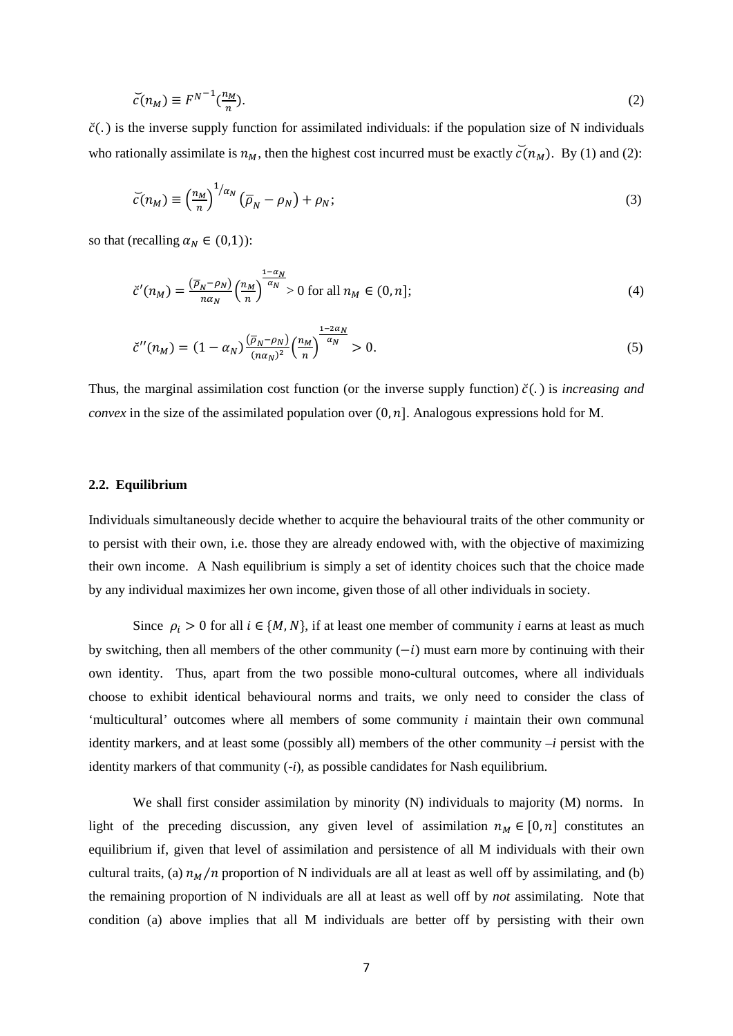$$\breve{c}(n_M) \equiv F^{N^{-1}}(\tfrac{n_M}{n}). \tag{2}$$

$\breve{c}(.)$ is the inverse supply function for assimilated individuals: if the population size of N individuals who rationally assimilate is $n_M$, then the highest cost incurred must be exactly $\breve{c}(n_M)$. By (1) and (2):

$$\breve{c}(n_M) \equiv \left(\tfrac{n_M}{n}\right)^{1/\alpha_N}(\overline{\rho}_N - \rho_N) + \rho_N; \tag{3}$$

so that (recalling $\alpha_N \in (0,1)$):

$$\breve{c}'(n_M) = \frac{(\overline{\rho}_N - \rho_N)}{n\alpha_N}\left(\frac{n_M}{n}\right)^{\frac{1-\alpha_N}{\alpha_N}} > 0 \text{ for all } n_M \in (0, n]; \tag{4}$$

$$\breve{c}''(n_M) = (1 - \alpha_N)\frac{(\overline{\rho}_N - \rho_N)}{(n\alpha_N)^2}\left(\frac{n_M}{n}\right)^{\frac{1-2\alpha_N}{\alpha_N}} > 0. \tag{5}$$

Thus, the marginal assimilation cost function (or the inverse supply function) $\breve{c}(.)$ is *increasing and convex* in the size of the assimilated population over $(0, n]$. Analogous expressions hold for M.

### 2.2. Equilibrium

Individuals simultaneously decide whether to acquire the behavioural traits of the other community or to persist with their own, i.e. those they are already endowed with, with the objective of maximizing their own income. A Nash equilibrium is simply a set of identity choices such that the choice made by any individual maximizes her own income, given those of all other individuals in society.

Since $\rho_i > 0$ for all $i \in \{M, N\}$, if at least one member of community *i* earns at least as much by switching, then all members of the other community $(-i)$ must earn more by continuing with their own identity. Thus, apart from the two possible mono-cultural outcomes, where all individuals choose to exhibit identical behavioural norms and traits, we only need to consider the class of 'multicultural' outcomes where all members of some community *i* maintain their own communal identity markers, and at least some (possibly all) members of the other community –*i* persist with the identity markers of that community (-*i*), as possible candidates for Nash equilibrium.

We shall first consider assimilation by minority (N) individuals to majority (M) norms. In light of the preceding discussion, any given level of assimilation $n_M \in [0, n]$ constitutes an equilibrium if, given that level of assimilation and persistence of all M individuals with their own cultural traits, (a) $n_M/n$ proportion of N individuals are all at least as well off by assimilating, and (b) the remaining proportion of N individuals are all at least as well off by *not* assimilating. Note that condition (a) above implies that all M individuals are better off by persisting with their own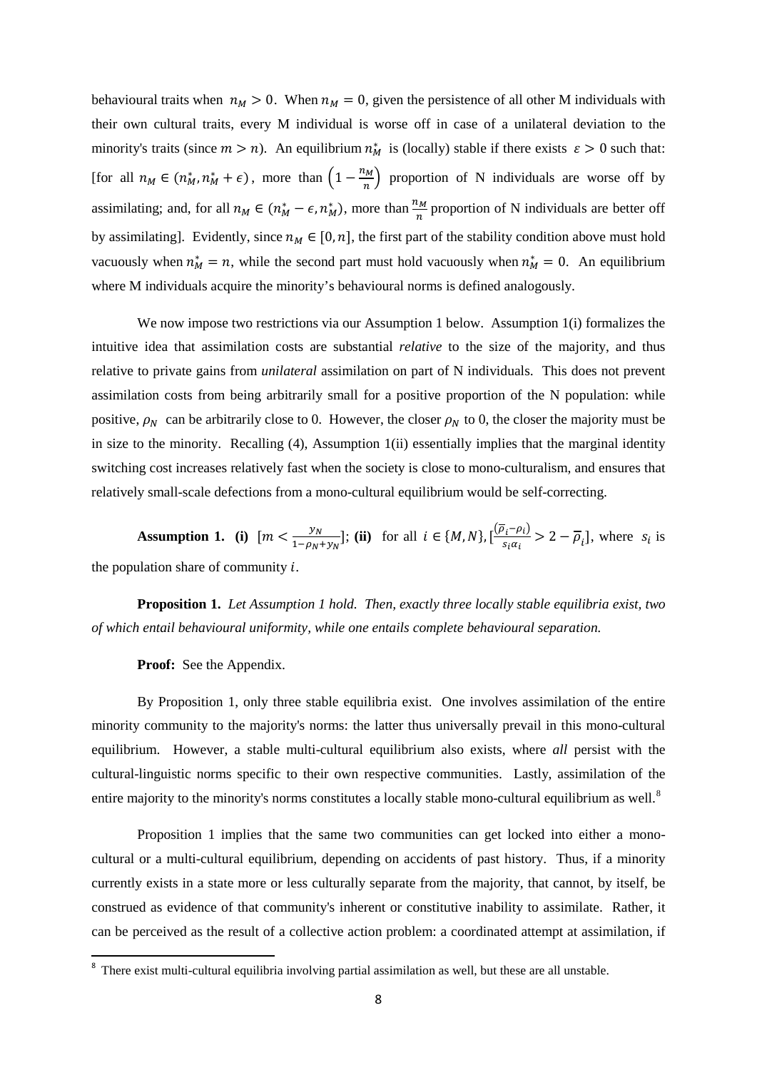behavioural traits when $n_M > 0$. When $n_M = 0$, given the persistence of all other M individuals with their own cultural traits, every M individual is worse off in case of a unilateral deviation to the minority's traits (since $m > n$). An equilibrium $n_M^*$ is (locally) stable if there exists $\varepsilon > 0$ such that: [for all $n_M \in (n_M^*, n_M^* + \epsilon)$, more than $\left(1 - \frac{n_M}{n}\right)$ proportion of N individuals are worse off by assimilating; and, for all $n_M \in (n_M^* - \epsilon, n_M^*)$, more than $\frac{n_M}{n}$ proportion of N individuals are better off by assimilating]. Evidently, since $n_M \in [0, n]$, the first part of the stability condition above must hold vacuously when $n_M^* = n$, while the second part must hold vacuously when $n_M^* = 0$. An equilibrium where M individuals acquire the minority's behavioural norms is defined analogously.

We now impose two restrictions via our Assumption 1 below. Assumption 1(i) formalizes the intuitive idea that assimilation costs are substantial *relative* to the size of the majority, and thus relative to private gains from *unilateral* assimilation on part of N individuals. This does not prevent assimilation costs from being arbitrarily small for a positive proportion of the N population: while positive, $\rho_N$ can be arbitrarily close to 0. However, the closer $\rho_N$ to 0, the closer the majority must be in size to the minority. Recalling (4), Assumption 1(ii) essentially implies that the marginal identity switching cost increases relatively fast when the society is close to mono-culturalism, and ensures that relatively small-scale defections from a mono-cultural equilibrium would be self-correcting.

**Assumption 1.** **(i)** $[m < \frac{y_N}{1-\rho_N+y_N}]$; **(ii)** for all $i \in \{M, N\}$, $[\frac{(\overline{\rho}_i - \rho_i)}{s_i \alpha_i} > 2 - \overline{\rho}_i]$, where $s_i$ is the population share of community $i$.

**Proposition 1.** *Let Assumption 1 hold. Then, exactly three locally stable equilibria exist, two of which entail behavioural uniformity, while one entails complete behavioural separation.*

**Proof:** See the Appendix.

By Proposition 1, only three stable equilibria exist. One involves assimilation of the entire minority community to the majority's norms: the latter thus universally prevail in this mono-cultural equilibrium. However, a stable multi-cultural equilibrium also exists, where *all* persist with the cultural-linguistic norms specific to their own respective communities. Lastly, assimilation of the entire majority to the minority's norms constitutes a locally stable mono-cultural equilibrium as well.[8]

Proposition 1 implies that the same two communities can get locked into either a mono-cultural or a multi-cultural equilibrium, depending on accidents of past history. Thus, if a minority currently exists in a state more or less culturally separate from the majority, that cannot, by itself, be construed as evidence of that community's inherent or constitutive inability to assimilate. Rather, it can be perceived as the result of a collective action problem: a coordinated attempt at assimilation, if

[8] There exist multi-cultural equilibria involving partial assimilation as well, but these are all unstable.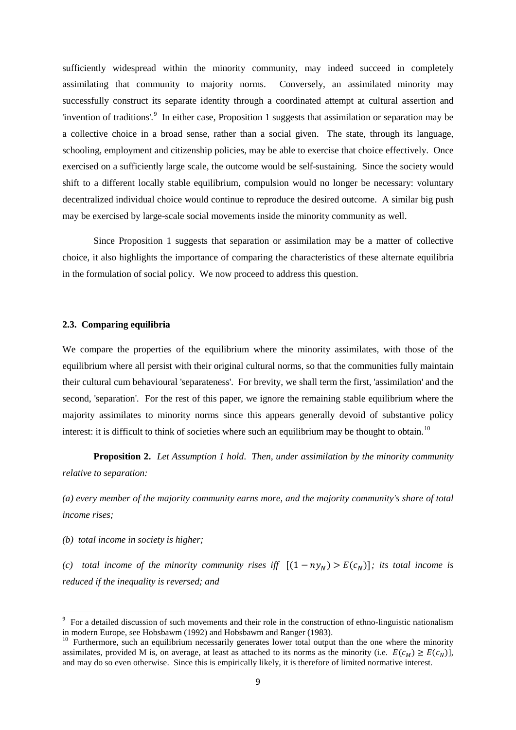sufficiently widespread within the minority community, may indeed succeed in completely assimilating that community to majority norms. Conversely, an assimilated minority may successfully construct its separate identity through a coordinated attempt at cultural assertion and 'invention of traditions'.[9] In either case, Proposition 1 suggests that assimilation or separation may be a collective choice in a broad sense, rather than a social given. The state, through its language, schooling, employment and citizenship policies, may be able to exercise that choice effectively. Once exercised on a sufficiently large scale, the outcome would be self-sustaining. Since the society would shift to a different locally stable equilibrium, compulsion would no longer be necessary: voluntary decentralized individual choice would continue to reproduce the desired outcome. A similar big push may be exercised by large-scale social movements inside the minority community as well.

Since Proposition 1 suggests that separation or assimilation may be a matter of collective choice, it also highlights the importance of comparing the characteristics of these alternate equilibria in the formulation of social policy. We now proceed to address this question.

### 2.3. Comparing equilibria

We compare the properties of the equilibrium where the minority assimilates, with those of the equilibrium where all persist with their original cultural norms, so that the communities fully maintain their cultural cum behavioural 'separateness'. For brevity, we shall term the first, 'assimilation' and the second, 'separation'. For the rest of this paper, we ignore the remaining stable equilibrium where the majority assimilates to minority norms since this appears generally devoid of substantive policy interest: it is difficult to think of societies where such an equilibrium may be thought to obtain.[10]

**Proposition 2.** *Let Assumption 1 hold. Then, under assimilation by the minority community relative to separation:*

*(a) every member of the majority community earns more, and the majority community's share of total income rises;*

*(b) total income in society is higher;*

*(c) total income of the minority community rises iff* $[(1 - ny_N) > E(c_N)]$*; its total income is reduced if the inequality is reversed; and*

---

[9] For a detailed discussion of such movements and their role in the construction of ethno-linguistic nationalism in modern Europe, see Hobsbawm (1992) and Hobsbawm and Ranger (1983).

[10] Furthermore, such an equilibrium necessarily generates lower total output than the one where the minority assimilates, provided M is, on average, at least as attached to its norms as the minority (i.e. $E(c_M) \geq E(c_N)$], and may do so even otherwise. Since this is empirically likely, it is therefore of limited normative interest.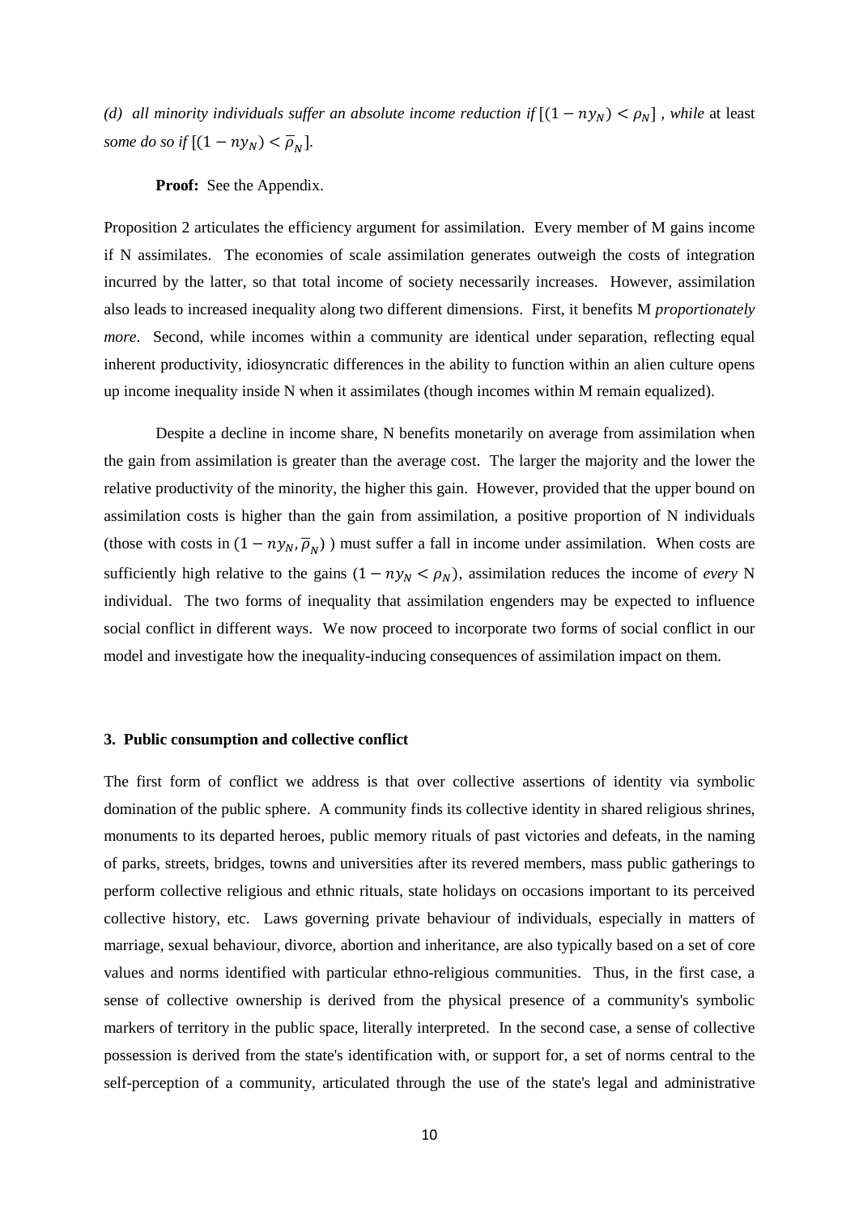*(d) all minority individuals suffer an absolute income reduction if* $[(1 - ny_N) < \rho_N]$ *, while* at least *some do so if* $[(1 - ny_N) < \overline{\rho}_N]$.

**Proof:** See the Appendix.

Proposition 2 articulates the efficiency argument for assimilation. Every member of M gains income if N assimilates. The economies of scale assimilation generates outweigh the costs of integration incurred by the latter, so that total income of society necessarily increases. However, assimilation also leads to increased inequality along two different dimensions. First, it benefits M *proportionately more*. Second, while incomes within a community are identical under separation, reflecting equal inherent productivity, idiosyncratic differences in the ability to function within an alien culture opens up income inequality inside N when it assimilates (though incomes within M remain equalized).

Despite a decline in income share, N benefits monetarily on average from assimilation when the gain from assimilation is greater than the average cost. The larger the majority and the lower the relative productivity of the minority, the higher this gain. However, provided that the upper bound on assimilation costs is higher than the gain from assimilation, a positive proportion of N individuals (those with costs in $(1 - ny_N, \overline{\rho}_N)$ ) must suffer a fall in income under assimilation. When costs are sufficiently high relative to the gains ($1 - ny_N < \rho_N$), assimilation reduces the income of *every* N individual. The two forms of inequality that assimilation engenders may be expected to influence social conflict in different ways. We now proceed to incorporate two forms of social conflict in our model and investigate how the inequality-inducing consequences of assimilation impact on them.

### 3. Public consumption and collective conflict

The first form of conflict we address is that over collective assertions of identity via symbolic domination of the public sphere. A community finds its collective identity in shared religious shrines, monuments to its departed heroes, public memory rituals of past victories and defeats, in the naming of parks, streets, bridges, towns and universities after its revered members, mass public gatherings to perform collective religious and ethnic rituals, state holidays on occasions important to its perceived collective history, etc. Laws governing private behaviour of individuals, especially in matters of marriage, sexual behaviour, divorce, abortion and inheritance, are also typically based on a set of core values and norms identified with particular ethno-religious communities. Thus, in the first case, a sense of collective ownership is derived from the physical presence of a community's symbolic markers of territory in the public space, literally interpreted. In the second case, a sense of collective possession is derived from the state's identification with, or support for, a set of norms central to the self-perception of a community, articulated through the use of the state's legal and administrative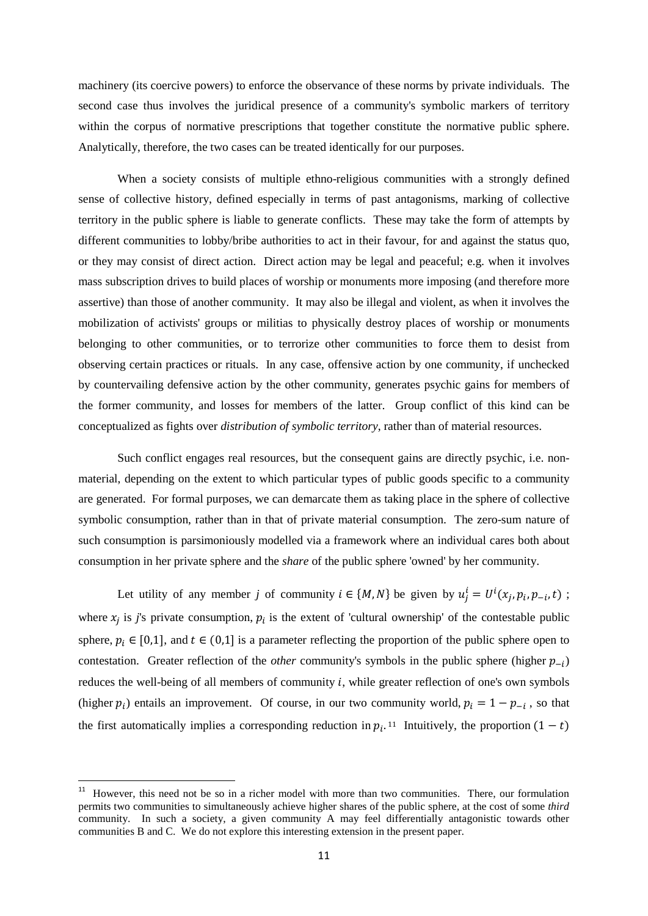machinery (its coercive powers) to enforce the observance of these norms by private individuals. The second case thus involves the juridical presence of a community's symbolic markers of territory within the corpus of normative prescriptions that together constitute the normative public sphere. Analytically, therefore, the two cases can be treated identically for our purposes.

When a society consists of multiple ethno-religious communities with a strongly defined sense of collective history, defined especially in terms of past antagonisms, marking of collective territory in the public sphere is liable to generate conflicts. These may take the form of attempts by different communities to lobby/bribe authorities to act in their favour, for and against the status quo, or they may consist of direct action. Direct action may be legal and peaceful; e.g. when it involves mass subscription drives to build places of worship or monuments more imposing (and therefore more assertive) than those of another community. It may also be illegal and violent, as when it involves the mobilization of activists' groups or militias to physically destroy places of worship or monuments belonging to other communities, or to terrorize other communities to force them to desist from observing certain practices or rituals. In any case, offensive action by one community, if unchecked by countervailing defensive action by the other community, generates psychic gains for members of the former community, and losses for members of the latter. Group conflict of this kind can be conceptualized as fights over *distribution of symbolic territory*, rather than of material resources.

Such conflict engages real resources, but the consequent gains are directly psychic, i.e. non-material, depending on the extent to which particular types of public goods specific to a community are generated. For formal purposes, we can demarcate them as taking place in the sphere of collective symbolic consumption, rather than in that of private material consumption. The zero-sum nature of such consumption is parsimoniously modelled via a framework where an individual cares both about consumption in her private sphere and the *share* of the public sphere 'owned' by her community.

Let utility of any member $j$ of community $i \in \{M, N\}$ be given by $u_j^i = U^i(x_j, p_i, p_{-i}, t)$ ; where $x_j$ is $j$'s private consumption, $p_i$ is the extent of 'cultural ownership' of the contestable public sphere, $p_i \in [0,1]$, and $t \in (0,1]$ is a parameter reflecting the proportion of the public sphere open to contestation. Greater reflection of the *other* community's symbols in the public sphere (higher $p_{-i}$) reduces the well-being of all members of community $i$, while greater reflection of one's own symbols (higher $p_i$) entails an improvement. Of course, in our two community world, $p_i = 1 - p_{-i}$ , so that the first automatically implies a corresponding reduction in $p_i$.[11] Intuitively, the proportion $(1 - t)$

[11] However, this need not be so in a richer model with more than two communities. There, our formulation permits two communities to simultaneously achieve higher shares of the public sphere, at the cost of some *third* community. In such a society, a given community A may feel differentially antagonistic towards other communities B and C. We do not explore this interesting extension in the present paper.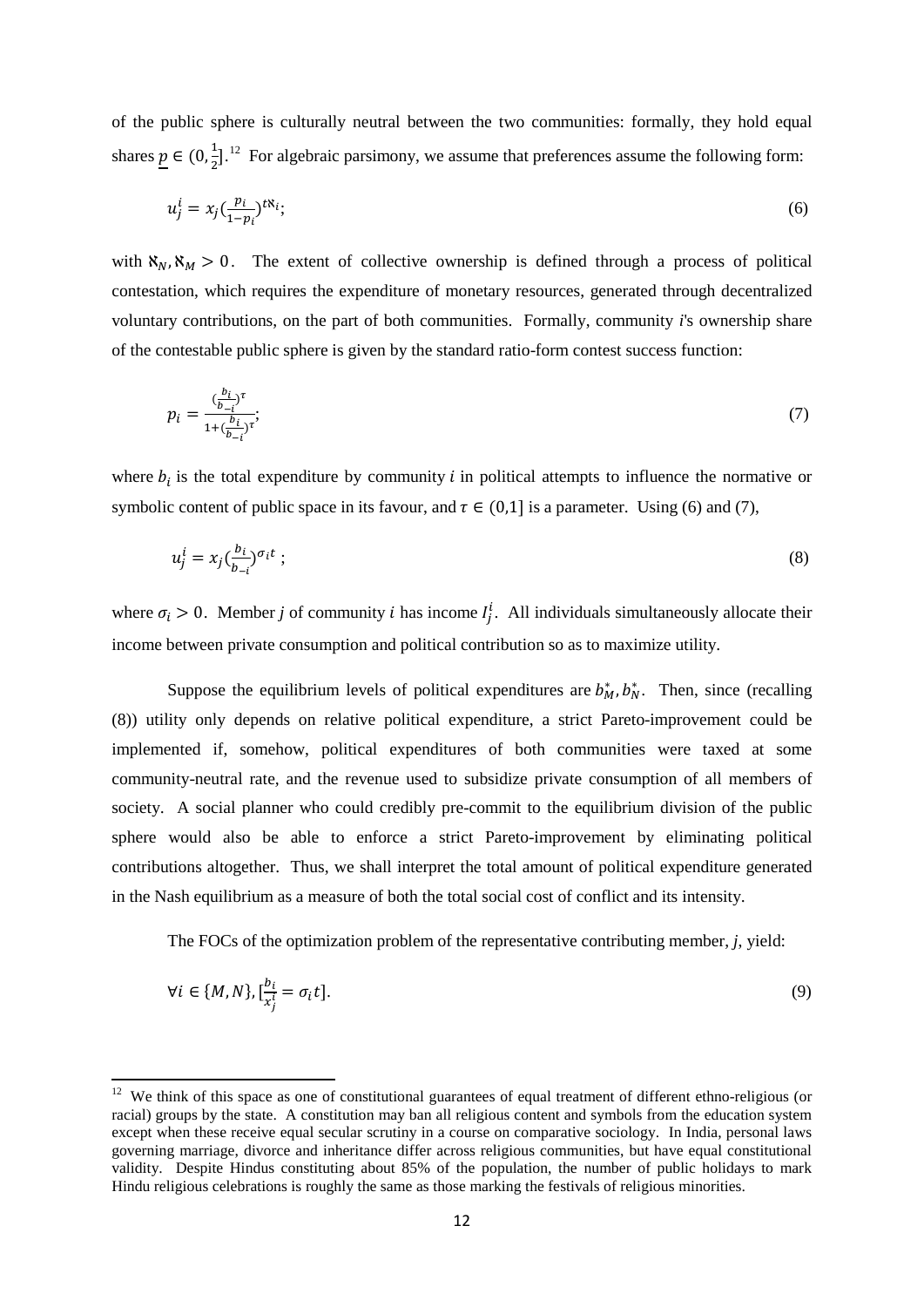of the public sphere is culturally neutral between the two communities: formally, they hold equal shares $\underline{p} \in (0, \frac{1}{2}]$.[12] For algebraic parsimony, we assume that preferences assume the following form:

$$u_j^i = x_j (\frac{p_i}{1-p_i})^{t\aleph_i}; \tag{6}$$

with $\aleph_N, \aleph_M > 0$. The extent of collective ownership is defined through a process of political contestation, which requires the expenditure of monetary resources, generated through decentralized voluntary contributions, on the part of both communities. Formally, community *i*'s ownership share of the contestable public sphere is given by the standard ratio-form contest success function:

$$p_i = \frac{(\frac{b_i}{b_{-i}})^\tau}{1+(\frac{b_i}{b_{-i}})^\tau}; \tag{7}$$

where $b_i$ is the total expenditure by community $i$ in political attempts to influence the normative or symbolic content of public space in its favour, and $\tau \in (0,1]$ is a parameter. Using (6) and (7),

$$u_j^i = x_j (\frac{b_i}{b_{-i}})^{\sigma_i t}; \tag{8}$$

where $\sigma_i > 0$. Member *j* of community $i$ has income $I_j^i$. All individuals simultaneously allocate their income between private consumption and political contribution so as to maximize utility.

Suppose the equilibrium levels of political expenditures are $b_M^*, b_N^*$. Then, since (recalling (8)) utility only depends on relative political expenditure, a strict Pareto-improvement could be implemented if, somehow, political expenditures of both communities were taxed at some community-neutral rate, and the revenue used to subsidize private consumption of all members of society. A social planner who could credibly pre-commit to the equilibrium division of the public sphere would also be able to enforce a strict Pareto-improvement by eliminating political contributions altogether. Thus, we shall interpret the total amount of political expenditure generated in the Nash equilibrium as a measure of both the total social cost of conflict and its intensity.

The FOCs of the optimization problem of the representative contributing member, *j*, yield:

$$\forall i \in \{M, N\}, [\frac{b_i}{x_j^i} = \sigma_i t]. \tag{9}$$

---

[12] We think of this space as one of constitutional guarantees of equal treatment of different ethno-religious (or racial) groups by the state. A constitution may ban all religious content and symbols from the education system except when these receive equal secular scrutiny in a course on comparative sociology. In India, personal laws governing marriage, divorce and inheritance differ across religious communities, but have equal constitutional validity. Despite Hindus constituting about 85% of the population, the number of public holidays to mark Hindu religious celebrations is roughly the same as those marking the festivals of religious minorities.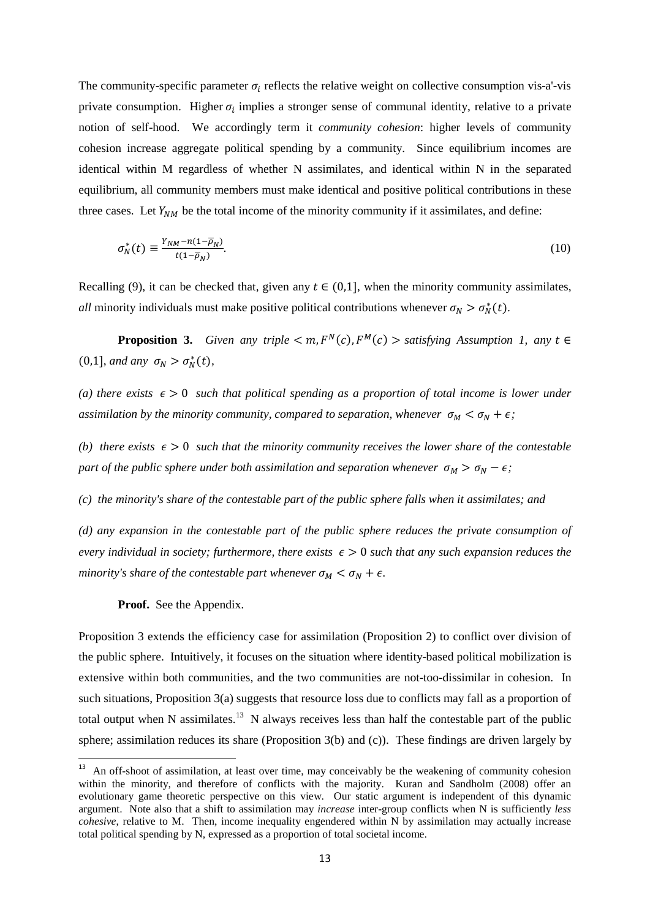The community-specific parameter $\sigma_i$ reflects the relative weight on collective consumption vis-a'-vis private consumption. Higher $\sigma_i$ implies a stronger sense of communal identity, relative to a private notion of self-hood. We accordingly term it *community cohesion*: higher levels of community cohesion increase aggregate political spending by a community. Since equilibrium incomes are identical within M regardless of whether N assimilates, and identical within N in the separated equilibrium, all community members must make identical and positive political contributions in these three cases. Let $Y_{NM}$ be the total income of the minority community if it assimilates, and define:

$$\sigma_N^*(t) \equiv \frac{Y_{NM} - n(1-\overline{\rho}_N)}{t(1-\overline{\rho}_N)}. \tag{10}$$

Recalling (9), it can be checked that, given any $t \in (0,1]$, when the minority community assimilates, *all* minority individuals must make positive political contributions whenever $\sigma_N > \sigma_N^*(t)$.

**Proposition 3.** *Given any triple* $< m, F^N(c), F^M(c) >$ *satisfying Assumption 1, any* $t \in (0,1]$, *and any* $\sigma_N > \sigma_N^*(t)$,

*(a) there exists* $\epsilon > 0$ *such that political spending as a proportion of total income is lower under assimilation by the minority community, compared to separation, whenever* $\sigma_M < \sigma_N + \epsilon$*;*

*(b) there exists* $\epsilon > 0$ *such that the minority community receives the lower share of the contestable part of the public sphere under both assimilation and separation whenever* $\sigma_M > \sigma_N - \epsilon$*;*

*(c) the minority's share of the contestable part of the public sphere falls when it assimilates; and*

*(d) any expansion in the contestable part of the public sphere reduces the private consumption of every individual in society; furthermore, there exists* $\epsilon > 0$ *such that any such expansion reduces the minority's share of the contestable part whenever* $\sigma_M < \sigma_N + \epsilon$.

**Proof.** See the Appendix.

Proposition 3 extends the efficiency case for assimilation (Proposition 2) to conflict over division of the public sphere. Intuitively, it focuses on the situation where identity-based political mobilization is extensive within both communities, and the two communities are not-too-dissimilar in cohesion. In such situations, Proposition 3(a) suggests that resource loss due to conflicts may fall as a proportion of total output when N assimilates.[13] N always receives less than half the contestable part of the public sphere; assimilation reduces its share (Proposition 3(b) and (c)). These findings are driven largely by

[13] An off-shoot of assimilation, at least over time, may conceivably be the weakening of community cohesion within the minority, and therefore of conflicts with the majority. Kuran and Sandholm (2008) offer an evolutionary game theoretic perspective on this view. Our static argument is independent of this dynamic argument. Note also that a shift to assimilation may *increase* inter-group conflicts when N is sufficiently *less cohesive*, relative to M. Then, income inequality engendered within N by assimilation may actually increase total political spending by N, expressed as a proportion of total societal income.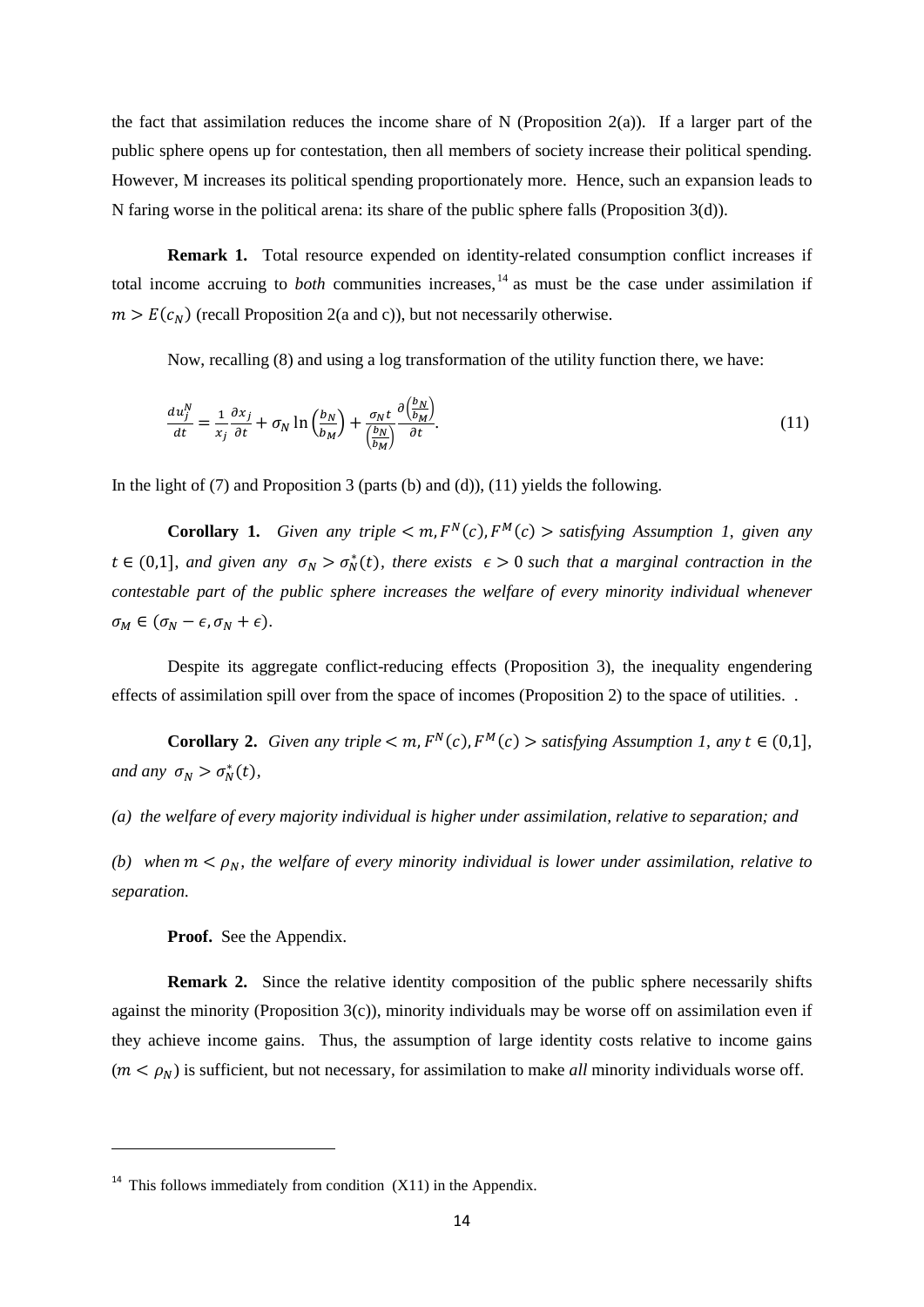the fact that assimilation reduces the income share of N (Proposition 2(a)). If a larger part of the public sphere opens up for contestation, then all members of society increase their political spending. However, M increases its political spending proportionately more. Hence, such an expansion leads to N faring worse in the political arena: its share of the public sphere falls (Proposition 3(d)).

**Remark 1.** Total resource expended on identity-related consumption conflict increases if total income accruing to *both* communities increases,[14] as must be the case under assimilation if $m > E(c_N)$ (recall Proposition 2(a and c)), but not necessarily otherwise.

Now, recalling (8) and using a log transformation of the utility function there, we have:

$$\frac{du_j^N}{dt} = \frac{1}{x_j}\frac{\partial x_j}{\partial t} + \sigma_N \ln\left(\frac{b_N}{b_M}\right) + \frac{\sigma_N t}{\left(\frac{b_N}{b_M}\right)}\frac{\partial\left(\frac{b_N}{b_M}\right)}{\partial t}. \tag{11}$$

In the light of (7) and Proposition 3 (parts (b) and (d)), (11) yields the following.

**Corollary 1.** *Given any triple $< m, F^N(c), F^M(c) >$ satisfying Assumption 1, given any $t \in (0,1]$, and given any $\sigma_N > \sigma_N^*(t)$, there exists $\epsilon > 0$ such that a marginal contraction in the contestable part of the public sphere increases the welfare of every minority individual whenever $\sigma_M \in (\sigma_N - \epsilon, \sigma_N + \epsilon)$.*

Despite its aggregate conflict-reducing effects (Proposition 3), the inequality engendering effects of assimilation spill over from the space of incomes (Proposition 2) to the space of utilities. .

**Corollary 2.** *Given any triple $< m, F^N(c), F^M(c) >$ satisfying Assumption 1, any $t \in (0,1]$, and any $\sigma_N > \sigma_N^*(t)$,*

*(a) the welfare of every majority individual is higher under assimilation, relative to separation; and*

*(b) when $m < \rho_N$, the welfare of every minority individual is lower under assimilation, relative to separation.*

**Proof.** See the Appendix.

**Remark 2.** Since the relative identity composition of the public sphere necessarily shifts against the minority (Proposition 3(c)), minority individuals may be worse off on assimilation even if they achieve income gains. Thus, the assumption of large identity costs relative to income gains ($m < \rho_N$) is sufficient, but not necessary, for assimilation to make *all* minority individuals worse off.

---

[14] This follows immediately from condition (X11) in the Appendix.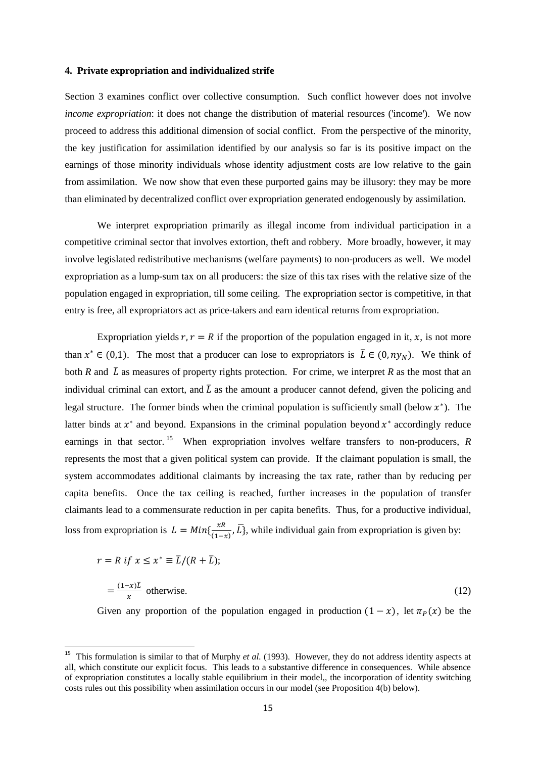#### 4. Private expropriation and individualized strife

Section 3 examines conflict over collective consumption. Such conflict however does not involve *income expropriation*: it does not change the distribution of material resources ('income'). We now proceed to address this additional dimension of social conflict. From the perspective of the minority, the key justification for assimilation identified by our analysis so far is its positive impact on the earnings of those minority individuals whose identity adjustment costs are low relative to the gain from assimilation. We now show that even these purported gains may be illusory: they may be more than eliminated by decentralized conflict over expropriation generated endogenously by assimilation.

We interpret expropriation primarily as illegal income from individual participation in a competitive criminal sector that involves extortion, theft and robbery. More broadly, however, it may involve legislated redistributive mechanisms (welfare payments) to non-producers as well. We model expropriation as a lump-sum tax on all producers: the size of this tax rises with the relative size of the population engaged in expropriation, till some ceiling. The expropriation sector is competitive, in that entry is free, all expropriators act as price-takers and earn identical returns from expropriation.

Expropriation yields $r, r = R$ if the proportion of the population engaged in it, $x$, is not more than $x^* \in (0,1)$. The most that a producer can lose to expropriators is $\bar{L} \in (0, ny_N)$. We think of both $R$ and $\bar{L}$ as measures of property rights protection. For crime, we interpret $R$ as the most that an individual criminal can extort, and $\bar{L}$ as the amount a producer cannot defend, given the policing and legal structure. The former binds when the criminal population is sufficiently small (below $x^*$). The latter binds at $x^*$ and beyond. Expansions in the criminal population beyond $x^*$ accordingly reduce earnings in that sector.[15] When expropriation involves welfare transfers to non-producers, $R$ represents the most that a given political system can provide. If the claimant population is small, the system accommodates additional claimants by increasing the tax rate, rather than by reducing per capita benefits. Once the tax ceiling is reached, further increases in the population of transfer claimants lead to a commensurate reduction in per capita benefits. Thus, for a productive individual, loss from expropriation is $L = Min\{\frac{xR}{(1-x)}, \bar{L}\}$, while individual gain from expropriation is given by:

$$r = R \text{ if } x \leq x^* \equiv \bar{L}/(R + \bar{L});$$

$$= \frac{(1-x)\bar{L}}{x} \text{ otherwise.} \tag{12}$$

Given any proportion of the population engaged in production $(1 - x)$, let $\pi_P(x)$ be the

[15] This formulation is similar to that of Murphy *et al.* (1993). However, they do not address identity aspects at all, which constitute our explicit focus. This leads to a substantive difference in consequences. While absence of expropriation constitutes a locally stable equilibrium in their model,, the incorporation of identity switching costs rules out this possibility when assimilation occurs in our model (see Proposition 4(b) below).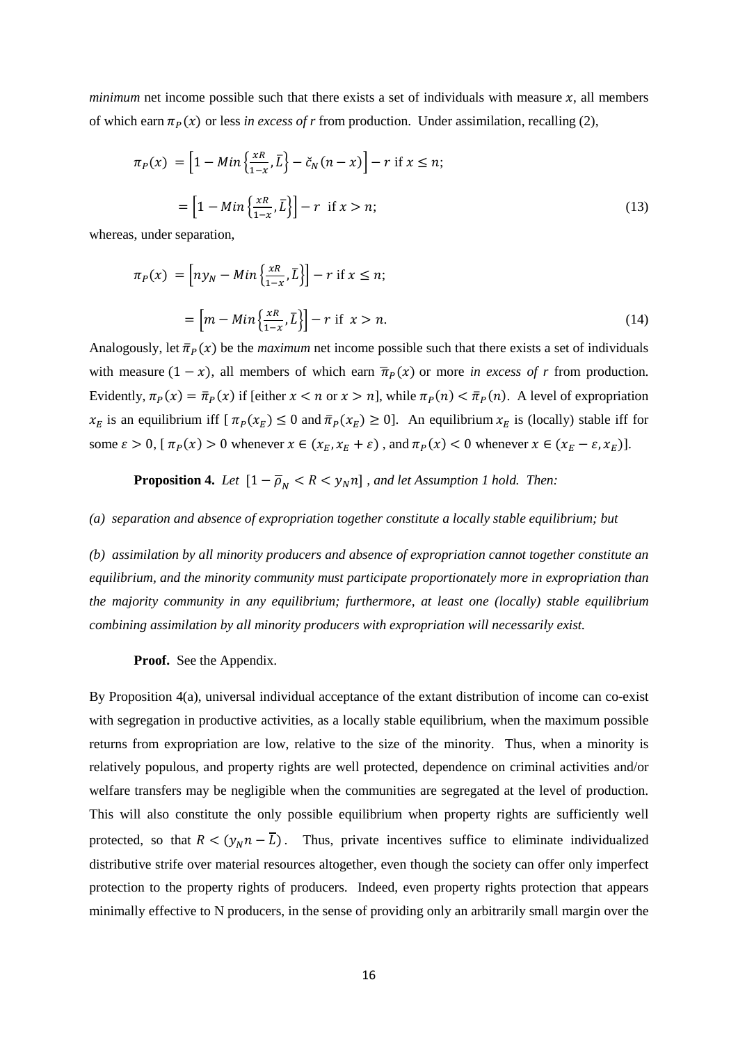*minimum* net income possible such that there exists a set of individuals with measure $x$, all members of which earn $\pi_P(x)$ or less *in excess of r* from production. Under assimilation, recalling (2),

$$\pi_P(x) = \left[1 - Min\left\{\frac{xR}{1-x}, \bar{L}\right\} - \check{c}_N(n-x)\right] - r \text{ if } x \leq n;$$

$$= \left[1 - Min\left\{\frac{xR}{1-x}, \bar{L}\right\}\right] - r \text{ if } x > n; \tag{13}$$

whereas, under separation,

$$\pi_P(x) = \left[ny_N - Min\left\{\frac{xR}{1-x}, \bar{L}\right\}\right] - r \text{ if } x \leq n;$$

$$= \left[m - Min\left\{\frac{xR}{1-x}, \bar{L}\right\}\right] - r \text{ if } x > n. \tag{14}$$

Analogously, let $\bar{\pi}_P(x)$ be the *maximum* net income possible such that there exists a set of individuals with measure $(1-x)$, all members of which earn $\bar{\pi}_P(x)$ or more *in excess of r* from production. Evidently, $\pi_P(x) = \bar{\pi}_P(x)$ if [either $x < n$ or $x > n$], while $\pi_P(n) < \bar{\pi}_P(n)$. A level of expropriation $x_E$ is an equilibrium iff [ $\pi_P(x_E) \leq 0$ and $\bar{\pi}_P(x_E) \geq 0$]. An equilibrium $x_E$ is (locally) stable iff for some $\varepsilon > 0$, [ $\pi_P(x) > 0$ whenever $x \in (x_E, x_E + \varepsilon)$ , and $\pi_P(x) < 0$ whenever $x \in (x_E - \varepsilon, x_E)$].

**Proposition 4.** *Let* $[1 - \bar{\rho}_N < R < y_N n]$ *, and let Assumption 1 hold. Then:*

*(a) separation and absence of expropriation together constitute a locally stable equilibrium; but*

*(b) assimilation by all minority producers and absence of expropriation cannot together constitute an equilibrium, and the minority community must participate proportionately more in expropriation than the majority community in any equilibrium; furthermore, at least one (locally) stable equilibrium combining assimilation by all minority producers with expropriation will necessarily exist.*

**Proof.** See the Appendix.

By Proposition 4(a), universal individual acceptance of the extant distribution of income can co-exist with segregation in productive activities, as a locally stable equilibrium, when the maximum possible returns from expropriation are low, relative to the size of the minority. Thus, when a minority is relatively populous, and property rights are well protected, dependence on criminal activities and/or welfare transfers may be negligible when the communities are segregated at the level of production. This will also constitute the only possible equilibrium when property rights are sufficiently well protected, so that $R < (y_N n - \bar{L})$. Thus, private incentives suffice to eliminate individualized distributive strife over material resources altogether, even though the society can offer only imperfect protection to the property rights of producers. Indeed, even property rights protection that appears minimally effective to N producers, in the sense of providing only an arbitrarily small margin over the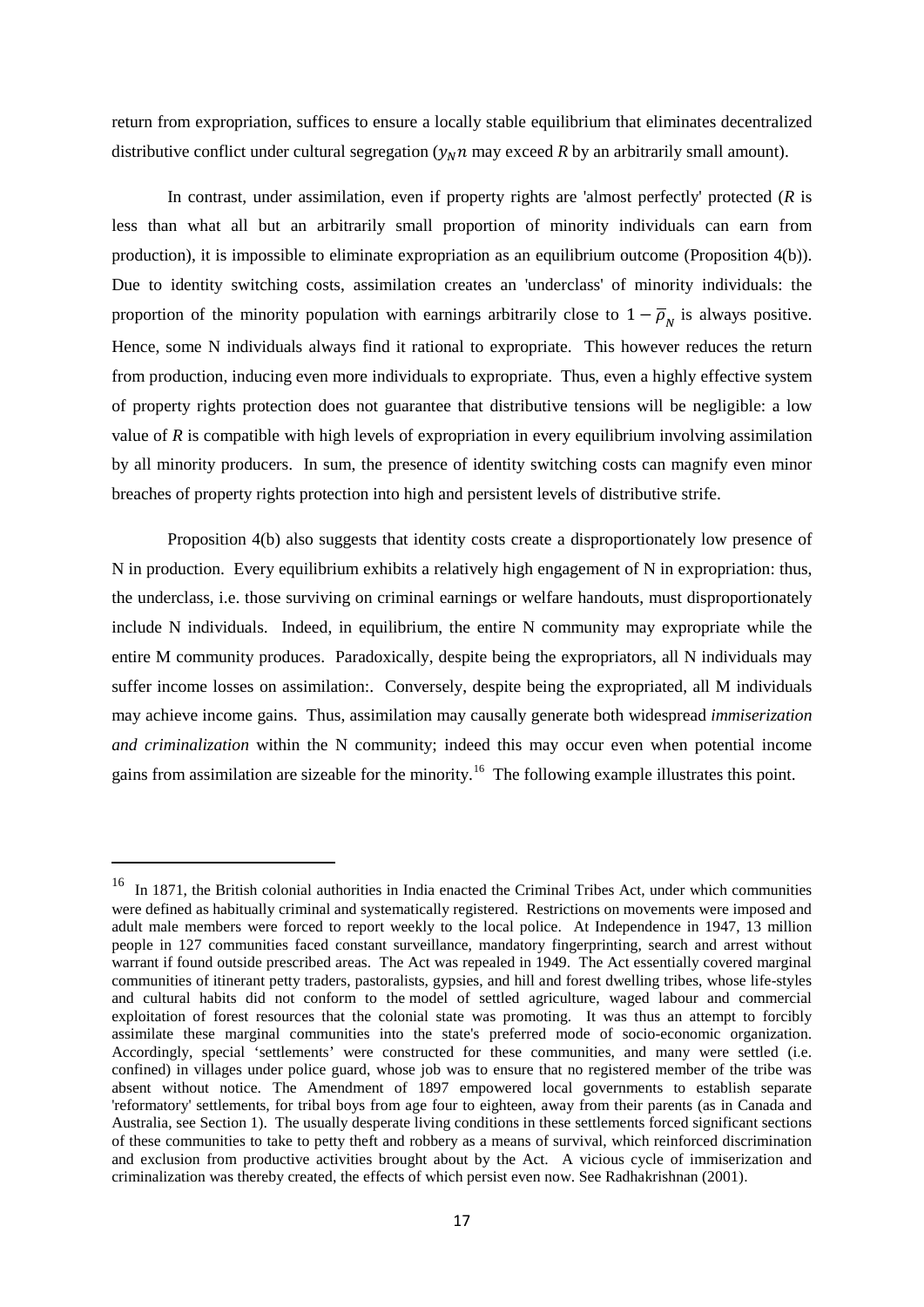return from expropriation, suffices to ensure a locally stable equilibrium that eliminates decentralized distributive conflict under cultural segregation ($y_N n$ may exceed *R* by an arbitrarily small amount).

In contrast, under assimilation, even if property rights are 'almost perfectly' protected (*R* is less than what all but an arbitrarily small proportion of minority individuals can earn from production), it is impossible to eliminate expropriation as an equilibrium outcome (Proposition 4(b)). Due to identity switching costs, assimilation creates an 'underclass' of minority individuals: the proportion of the minority population with earnings arbitrarily close to $1 - \bar{\rho}_N$ is always positive. Hence, some N individuals always find it rational to expropriate. This however reduces the return from production, inducing even more individuals to expropriate. Thus, even a highly effective system of property rights protection does not guarantee that distributive tensions will be negligible: a low value of *R* is compatible with high levels of expropriation in every equilibrium involving assimilation by all minority producers. In sum, the presence of identity switching costs can magnify even minor breaches of property rights protection into high and persistent levels of distributive strife.

Proposition 4(b) also suggests that identity costs create a disproportionately low presence of N in production. Every equilibrium exhibits a relatively high engagement of N in expropriation: thus, the underclass, i.e. those surviving on criminal earnings or welfare handouts, must disproportionately include N individuals. Indeed, in equilibrium, the entire N community may expropriate while the entire M community produces. Paradoxically, despite being the expropriators, all N individuals may suffer income losses on assimilation:. Conversely, despite being the expropriated, all M individuals may achieve income gains. Thus, assimilation may causally generate both widespread *immiserization and criminalization* within the N community; indeed this may occur even when potential income gains from assimilation are sizeable for the minority.[16] The following example illustrates this point.

---

[16] In 1871, the British colonial authorities in India enacted the Criminal Tribes Act, under which communities were defined as habitually criminal and systematically registered. Restrictions on movements were imposed and adult male members were forced to report weekly to the local police. At Independence in 1947, 13 million people in 127 communities faced constant surveillance, mandatory fingerprinting, search and arrest without warrant if found outside prescribed areas. The Act was repealed in 1949. The Act essentially covered marginal communities of itinerant petty traders, pastoralists, gypsies, and hill and forest dwelling tribes, whose life-styles and cultural habits did not conform to the model of settled agriculture, waged labour and commercial exploitation of forest resources that the colonial state was promoting. It was thus an attempt to forcibly assimilate these marginal communities into the state's preferred mode of socio-economic organization. Accordingly, special 'settlements' were constructed for these communities, and many were settled (i.e. confined) in villages under police guard, whose job was to ensure that no registered member of the tribe was absent without notice. The Amendment of 1897 empowered local governments to establish separate 'reformatory' settlements, for tribal boys from age four to eighteen, away from their parents (as in Canada and Australia, see Section 1). The usually desperate living conditions in these settlements forced significant sections of these communities to take to petty theft and robbery as a means of survival, which reinforced discrimination and exclusion from productive activities brought about by the Act. A vicious cycle of immiserization and criminalization was thereby created, the effects of which persist even now. See Radhakrishnan (2001).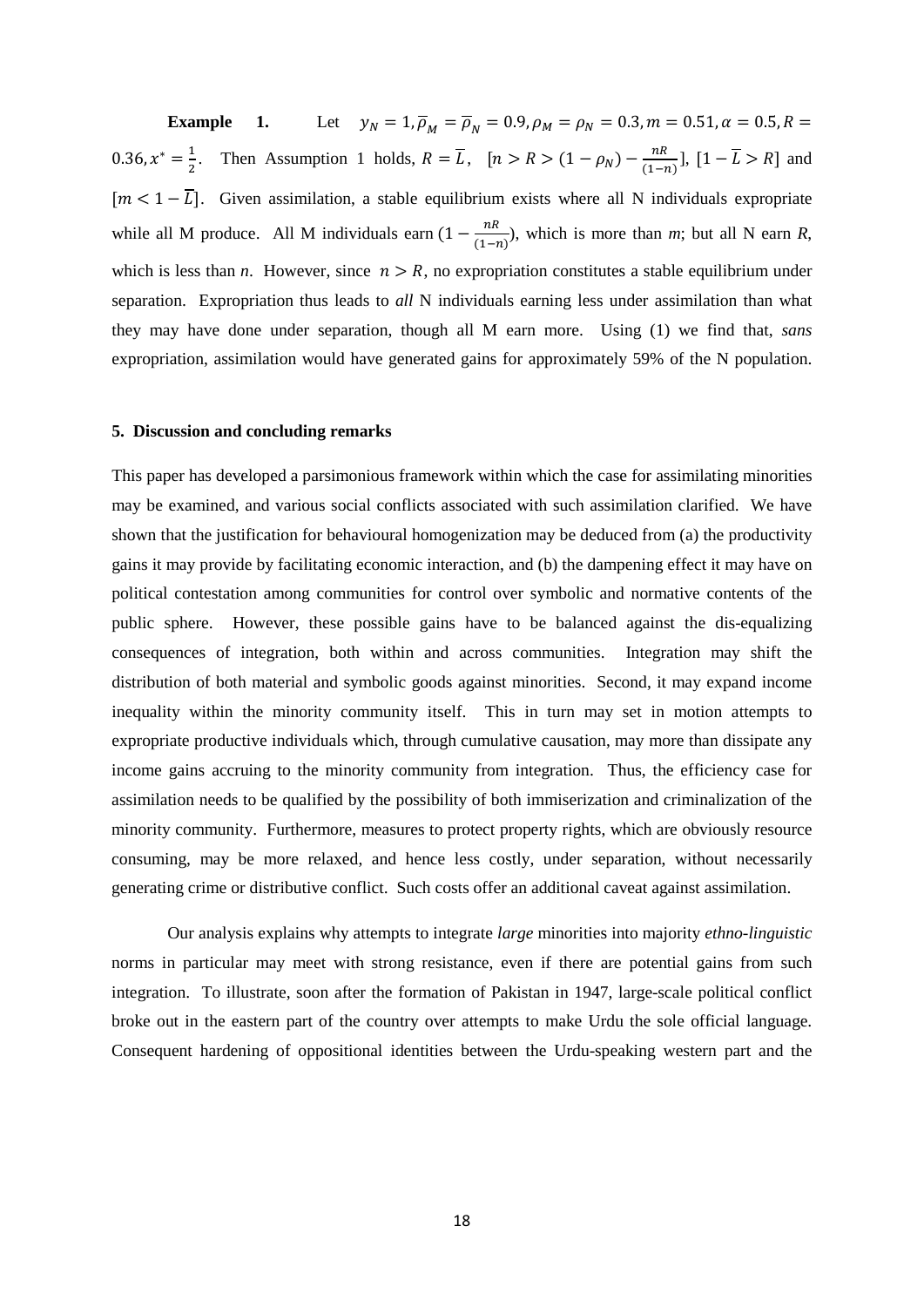**Example 1.** Let $y_N = 1, \bar{\rho}_M = \bar{\rho}_N = 0.9, \rho_M = \rho_N = 0.3, m = 0.51, \alpha = 0.5, R = 0.36, x^* = \frac{1}{2}$. Then Assumption 1 holds, $R = \bar{L}$, $[n > R > (1-\rho_N) - \frac{nR}{(1-n)}]$, $[1 - \bar{L} > R]$ and $[m < 1 - \bar{L}]$. Given assimilation, a stable equilibrium exists where all N individuals expropriate while all M produce. All M individuals earn $(1 - \frac{nR}{(1-n)})$, which is more than *m*; but all N earn *R*, which is less than *n*. However, since $n > R$, no expropriation constitutes a stable equilibrium under separation. Expropriation thus leads to *all* N individuals earning less under assimilation than what they may have done under separation, though all M earn more. Using (1) we find that, *sans* expropriation, assimilation would have generated gains for approximately 59% of the N population.

## 5. Discussion and concluding remarks

This paper has developed a parsimonious framework within which the case for assimilating minorities may be examined, and various social conflicts associated with such assimilation clarified. We have shown that the justification for behavioural homogenization may be deduced from (a) the productivity gains it may provide by facilitating economic interaction, and (b) the dampening effect it may have on political contestation among communities for control over symbolic and normative contents of the public sphere. However, these possible gains have to be balanced against the dis-equalizing consequences of integration, both within and across communities. Integration may shift the distribution of both material and symbolic goods against minorities. Second, it may expand income inequality within the minority community itself. This in turn may set in motion attempts to expropriate productive individuals which, through cumulative causation, may more than dissipate any income gains accruing to the minority community from integration. Thus, the efficiency case for assimilation needs to be qualified by the possibility of both immiserization and criminalization of the minority community. Furthermore, measures to protect property rights, which are obviously resource consuming, may be more relaxed, and hence less costly, under separation, without necessarily generating crime or distributive conflict. Such costs offer an additional caveat against assimilation.

Our analysis explains why attempts to integrate *large* minorities into majority *ethno-linguistic* norms in particular may meet with strong resistance, even if there are potential gains from such integration. To illustrate, soon after the formation of Pakistan in 1947, large-scale political conflict broke out in the eastern part of the country over attempts to make Urdu the sole official language. Consequent hardening of oppositional identities between the Urdu-speaking western part and the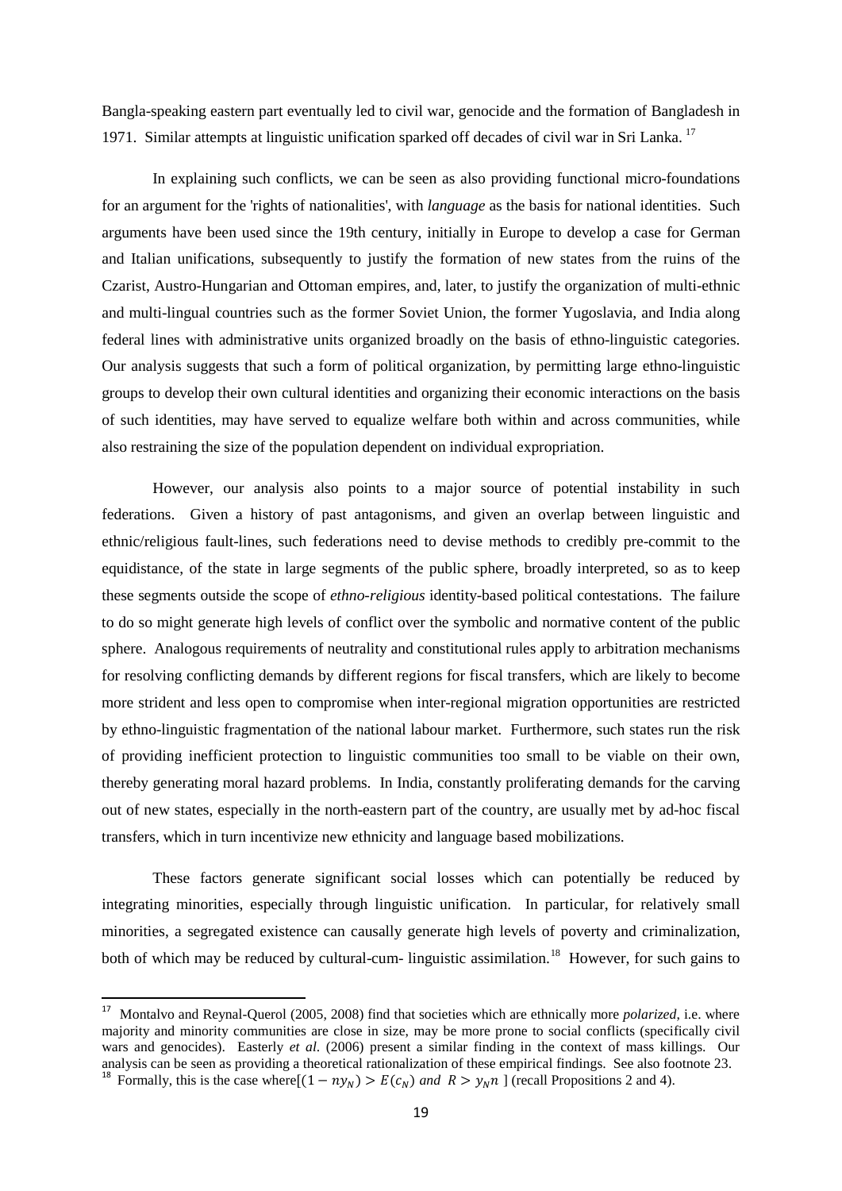Bangla-speaking eastern part eventually led to civil war, genocide and the formation of Bangladesh in 1971. Similar attempts at linguistic unification sparked off decades of civil war in Sri Lanka. [17]

In explaining such conflicts, we can be seen as also providing functional micro-foundations for an argument for the 'rights of nationalities', with *language* as the basis for national identities. Such arguments have been used since the 19th century, initially in Europe to develop a case for German and Italian unifications, subsequently to justify the formation of new states from the ruins of the Czarist, Austro-Hungarian and Ottoman empires, and, later, to justify the organization of multi-ethnic and multi-lingual countries such as the former Soviet Union, the former Yugoslavia, and India along federal lines with administrative units organized broadly on the basis of ethno-linguistic categories. Our analysis suggests that such a form of political organization, by permitting large ethno-linguistic groups to develop their own cultural identities and organizing their economic interactions on the basis of such identities, may have served to equalize welfare both within and across communities, while also restraining the size of the population dependent on individual expropriation.

However, our analysis also points to a major source of potential instability in such federations. Given a history of past antagonisms, and given an overlap between linguistic and ethnic/religious fault-lines, such federations need to devise methods to credibly pre-commit to the equidistance, of the state in large segments of the public sphere, broadly interpreted, so as to keep these segments outside the scope of *ethno-religious* identity-based political contestations. The failure to do so might generate high levels of conflict over the symbolic and normative content of the public sphere. Analogous requirements of neutrality and constitutional rules apply to arbitration mechanisms for resolving conflicting demands by different regions for fiscal transfers, which are likely to become more strident and less open to compromise when inter-regional migration opportunities are restricted by ethno-linguistic fragmentation of the national labour market. Furthermore, such states run the risk of providing inefficient protection to linguistic communities too small to be viable on their own, thereby generating moral hazard problems. In India, constantly proliferating demands for the carving out of new states, especially in the north-eastern part of the country, are usually met by ad-hoc fiscal transfers, which in turn incentivize new ethnicity and language based mobilizations.

These factors generate significant social losses which can potentially be reduced by integrating minorities, especially through linguistic unification. In particular, for relatively small minorities, a segregated existence can causally generate high levels of poverty and criminalization, both of which may be reduced by cultural-cum- linguistic assimilation.[18] However, for such gains to

[17] Montalvo and Reynal-Querol (2005, 2008) find that societies which are ethnically more *polarized*, i.e. where majority and minority communities are close in size, may be more prone to social conflicts (specifically civil wars and genocides). Easterly *et al*. (2006) present a similar finding in the context of mass killings. Our analysis can be seen as providing a theoretical rationalization of these empirical findings. See also footnote 23.

[18] Formally, this is the case where$[(1 - ny_N) > E(c_N)$ *and* $R > y_N n$ ] (recall Propositions 2 and 4).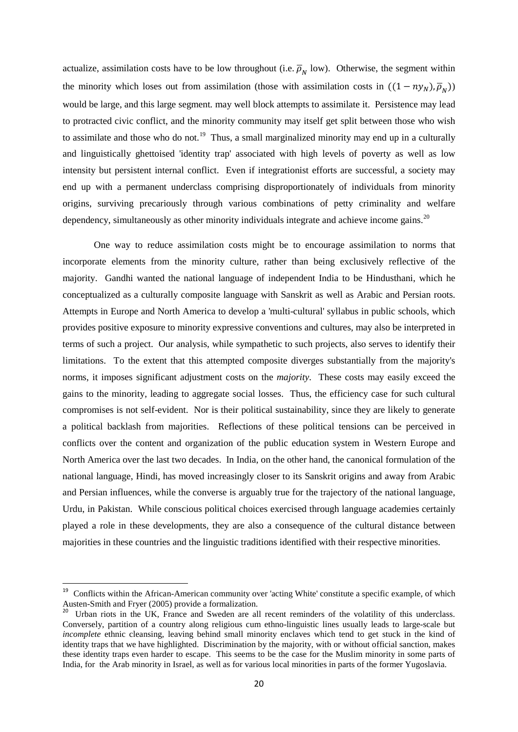actualize, assimilation costs have to be low throughout (i.e. $\overline{\rho}_N$ low). Otherwise, the segment within the minority which loses out from assimilation (those with assimilation costs in $((1 - ny_N), \overline{\rho}_N)$) would be large, and this large segment. may well block attempts to assimilate it. Persistence may lead to protracted civic conflict, and the minority community may itself get split between those who wish to assimilate and those who do not.[19] Thus, a small marginalized minority may end up in a culturally and linguistically ghettoised 'identity trap' associated with high levels of poverty as well as low intensity but persistent internal conflict. Even if integrationist efforts are successful, a society may end up with a permanent underclass comprising disproportionately of individuals from minority origins, surviving precariously through various combinations of petty criminality and welfare dependency, simultaneously as other minority individuals integrate and achieve income gains.[20]

One way to reduce assimilation costs might be to encourage assimilation to norms that incorporate elements from the minority culture, rather than being exclusively reflective of the majority. Gandhi wanted the national language of independent India to be Hindusthani, which he conceptualized as a culturally composite language with Sanskrit as well as Arabic and Persian roots. Attempts in Europe and North America to develop a 'multi-cultural' syllabus in public schools, which provides positive exposure to minority expressive conventions and cultures, may also be interpreted in terms of such a project. Our analysis, while sympathetic to such projects, also serves to identify their limitations. To the extent that this attempted composite diverges substantially from the majority's norms, it imposes significant adjustment costs on the *majority*. These costs may easily exceed the gains to the minority, leading to aggregate social losses. Thus, the efficiency case for such cultural compromises is not self-evident. Nor is their political sustainability, since they are likely to generate a political backlash from majorities. Reflections of these political tensions can be perceived in conflicts over the content and organization of the public education system in Western Europe and North America over the last two decades. In India, on the other hand, the canonical formulation of the national language, Hindi, has moved increasingly closer to its Sanskrit origins and away from Arabic and Persian influences, while the converse is arguably true for the trajectory of the national language, Urdu, in Pakistan. While conscious political choices exercised through language academies certainly played a role in these developments, they are also a consequence of the cultural distance between majorities in these countries and the linguistic traditions identified with their respective minorities.

---

[19] Conflicts within the African-American community over 'acting White' constitute a specific example, of which Austen-Smith and Fryer (2005) provide a formalization.

[20] Urban riots in the UK, France and Sweden are all recent reminders of the volatility of this underclass. Conversely, partition of a country along religious cum ethno-linguistic lines usually leads to large-scale but *incomplete* ethnic cleansing, leaving behind small minority enclaves which tend to get stuck in the kind of identity traps that we have highlighted. Discrimination by the majority, with or without official sanction, makes these identity traps even harder to escape. This seems to be the case for the Muslim minority in some parts of India, for the Arab minority in Israel, as well as for various local minorities in parts of the former Yugoslavia.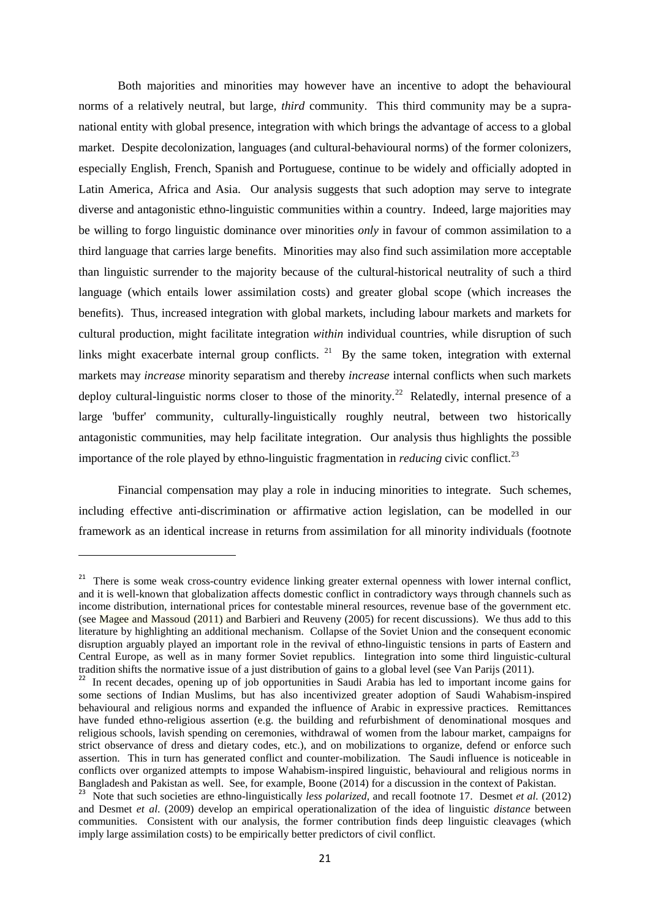Both majorities and minorities may however have an incentive to adopt the behavioural norms of a relatively neutral, but large, *third* community. This third community may be a supra-national entity with global presence, integration with which brings the advantage of access to a global market. Despite decolonization, languages (and cultural-behavioural norms) of the former colonizers, especially English, French, Spanish and Portuguese, continue to be widely and officially adopted in Latin America, Africa and Asia. Our analysis suggests that such adoption may serve to integrate diverse and antagonistic ethno-linguistic communities within a country. Indeed, large majorities may be willing to forgo linguistic dominance over minorities *only* in favour of common assimilation to a third language that carries large benefits. Minorities may also find such assimilation more acceptable than linguistic surrender to the majority because of the cultural-historical neutrality of such a third language (which entails lower assimilation costs) and greater global scope (which increases the benefits). Thus, increased integration with global markets, including labour markets and markets for cultural production, might facilitate integration *within* individual countries, while disruption of such links might exacerbate internal group conflicts. [21] By the same token, integration with external markets may *increase* minority separatism and thereby *increase* internal conflicts when such markets deploy cultural-linguistic norms closer to those of the minority.[22] Relatedly, internal presence of a large 'buffer' community, culturally-linguistically roughly neutral, between two historically antagonistic communities, may help facilitate integration. Our analysis thus highlights the possible importance of the role played by ethno-linguistic fragmentation in *reducing* civic conflict.[23]

Financial compensation may play a role in inducing minorities to integrate. Such schemes, including effective anti-discrimination or affirmative action legislation, can be modelled in our framework as an identical increase in returns from assimilation for all minority individuals (footnote

---

[21] There is some weak cross-country evidence linking greater external openness with lower internal conflict, and it is well-known that globalization affects domestic conflict in contradictory ways through channels such as income distribution, international prices for contestable mineral resources, revenue base of the government etc. (see Magee and Massoud (2011) and Barbieri and Reuveny (2005) for recent discussions). We thus add to this literature by highlighting an additional mechanism. Collapse of the Soviet Union and the consequent economic disruption arguably played an important role in the revival of ethno-linguistic tensions in parts of Eastern and Central Europe, as well as in many former Soviet republics. Iintegration into some third linguistic-cultural tradition shifts the normative issue of a just distribution of gains to a global level (see Van Parijs (2011).

[22] In recent decades, opening up of job opportunities in Saudi Arabia has led to important income gains for some sections of Indian Muslims, but has also incentivized greater adoption of Saudi Wahabism-inspired behavioural and religious norms and expanded the influence of Arabic in expressive practices. Remittances have funded ethno-religious assertion (e.g. the building and refurbishment of denominational mosques and religious schools, lavish spending on ceremonies, withdrawal of women from the labour market, campaigns for strict observance of dress and dietary codes, etc.), and on mobilizations to organize, defend or enforce such assertion. This in turn has generated conflict and counter-mobilization. The Saudi influence is noticeable in conflicts over organized attempts to impose Wahabism-inspired linguistic, behavioural and religious norms in Bangladesh and Pakistan as well. See, for example, Boone (2014) for a discussion in the context of Pakistan.

[23] Note that such societies are ethno-linguistically *less polarized*, and recall footnote 17. Desmet *et al.* (2012) and Desmet *et al.* (2009) develop an empirical operationalization of the idea of linguistic *distance* between communities. Consistent with our analysis, the former contribution finds deep linguistic cleavages (which imply large assimilation costs) to be empirically better predictors of civil conflict.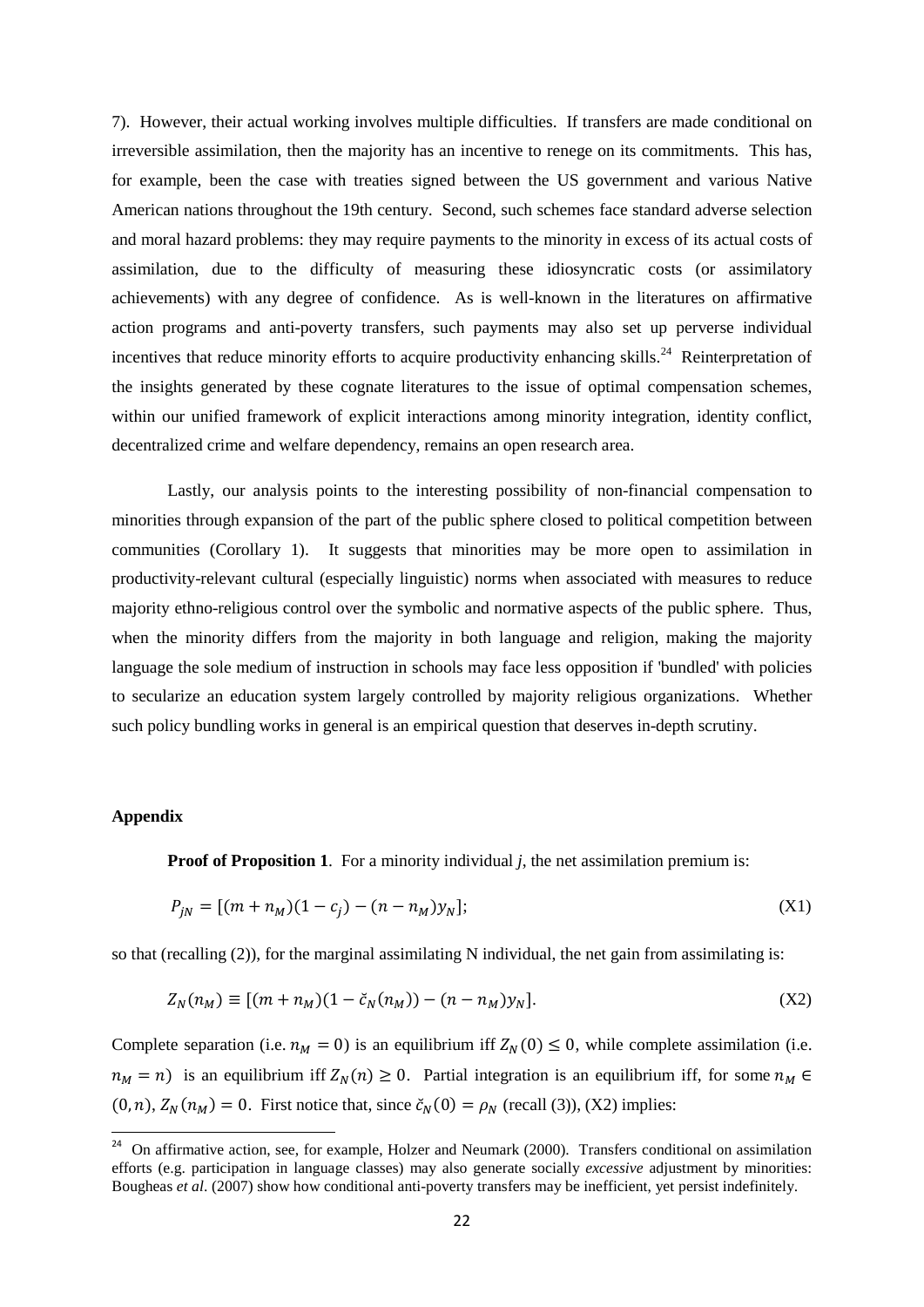7). However, their actual working involves multiple difficulties. If transfers are made conditional on irreversible assimilation, then the majority has an incentive to renege on its commitments. This has, for example, been the case with treaties signed between the US government and various Native American nations throughout the 19th century. Second, such schemes face standard adverse selection and moral hazard problems: they may require payments to the minority in excess of its actual costs of assimilation, due to the difficulty of measuring these idiosyncratic costs (or assimilatory achievements) with any degree of confidence. As is well-known in the literatures on affirmative action programs and anti-poverty transfers, such payments may also set up perverse individual incentives that reduce minority efforts to acquire productivity enhancing skills.[24] Reinterpretation of the insights generated by these cognate literatures to the issue of optimal compensation schemes, within our unified framework of explicit interactions among minority integration, identity conflict, decentralized crime and welfare dependency, remains an open research area.

Lastly, our analysis points to the interesting possibility of non-financial compensation to minorities through expansion of the part of the public sphere closed to political competition between communities (Corollary 1). It suggests that minorities may be more open to assimilation in productivity-relevant cultural (especially linguistic) norms when associated with measures to reduce majority ethno-religious control over the symbolic and normative aspects of the public sphere. Thus, when the minority differs from the majority in both language and religion, making the majority language the sole medium of instruction in schools may face less opposition if 'bundled' with policies to secularize an education system largely controlled by majority religious organizations. Whether such policy bundling works in general is an empirical question that deserves in-depth scrutiny.

## Appendix

**Proof of Proposition 1**. For a minority individual *j*, the net assimilation premium is:

$$P_{jN} = [(m + n_M)(1 - c_j) - (n - n_M)y_N]; \tag{X1}$$

so that (recalling (2)), for the marginal assimilating N individual, the net gain from assimilating is:

$$Z_N(n_M) \equiv [(m + n_M)(1 - \check{c}_N(n_M)) - (n - n_M)y_N]. \tag{X2}$$

Complete separation (i.e. $n_M = 0$) is an equilibrium iff $Z_N(0) \leq 0$, while complete assimilation (i.e. $n_M = n$) is an equilibrium iff $Z_N(n) \geq 0$. Partial integration is an equilibrium iff, for some $n_M \in (0, n)$, $Z_N(n_M) = 0$. First notice that, since $\check{c}_N(0) = \rho_N$ (recall (3)), (X2) implies:

[24] On affirmative action, see, for example, Holzer and Neumark (2000). Transfers conditional on assimilation efforts (e.g. participation in language classes) may also generate socially *excessive* adjustment by minorities: Bougheas *et al*. (2007) show how conditional anti-poverty transfers may be inefficient, yet persist indefinitely.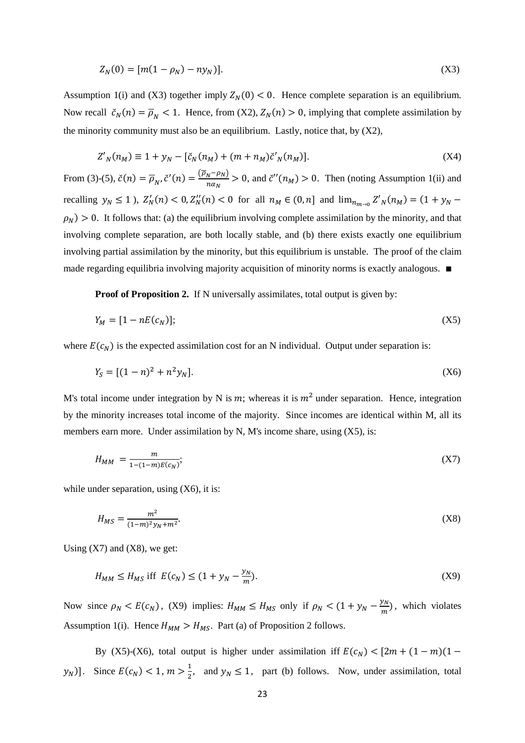$$Z_N(0) = [m(1-\rho_N) - ny_N)]. \tag{X3}$$

Assumption 1(i) and (X3) together imply $Z_N(0) < 0$. Hence complete separation is an equilibrium. Now recall $\check{c}_N(n) = \overline{\rho}_N < 1$. Hence, from (X2), $Z_N(n) > 0$, implying that complete assimilation by the minority community must also be an equilibrium. Lastly, notice that, by (X2),

$$Z'_N(n_M) \equiv 1 + y_N - [\check{c}_N(n_M) + (m+n_M)\check{c}'_N(n_M)]. \tag{X4}$$

From (3)-(5), $\check{c}(n) = \overline{\rho}_N$, $\check{c}'(n) = \frac{(\overline{\rho}_N - \rho_N)}{n\alpha_N} > 0$, and $\check{c}''(n_M) > 0$. Then (noting Assumption 1(ii) and recalling $y_N \leq 1$ ), $Z_N'(n) < 0, Z_N''(n) < 0$ for all $n_M \in (0, n]$ and $\lim_{n_{m\to 0}} Z'_N(n_M) = (1 + y_N - \rho_N) > 0$. It follows that: (a) the equilibrium involving complete assimilation by the minority, and that involving complete separation, are both locally stable, and (b) there exists exactly one equilibrium involving partial assimilation by the minority, but this equilibrium is unstable. The proof of the claim made regarding equilibria involving majority acquisition of minority norms is exactly analogous. ∎

**Proof of Proposition 2.** If N universally assimilates, total output is given by:

$$Y_M = [1 - nE(c_N)]; \tag{X5}$$

where $E(c_N)$ is the expected assimilation cost for an N individual. Output under separation is:

$$Y_S = [(1-n)^2 + n^2 y_N]. \tag{X6}$$

M's total income under integration by N is $m$; whereas it is $m^2$ under separation. Hence, integration by the minority increases total income of the majority. Since incomes are identical within M, all its members earn more. Under assimilation by N, M's income share, using (X5), is:

$$H_{MM} = \frac{m}{1-(1-m)E(c_N)}; \tag{X7}$$

while under separation, using (X6), it is:

$$H_{MS} = \frac{m^2}{(1-m)^2 y_N + m^2}. \tag{X8}$$

Using (X7) and (X8), we get:

$$H_{MM} \leq H_{MS} \text{ iff } E(c_N) \leq (1 + y_N - \frac{y_N}{m}). \tag{X9}$$

Now since $\rho_N < E(c_N)$, (X9) implies: $H_{MM} \leq H_{MS}$ only if $\rho_N < (1 + y_N - \frac{y_N}{m})$, which violates Assumption 1(i). Hence $H_{MM} > H_{MS}$. Part (a) of Proposition 2 follows.

By (X5)-(X6), total output is higher under assimilation iff $E(c_N) < [2m + (1-m)(1-y_N)]$. Since $E(c_N) < 1$, $m > \frac{1}{2}$, and $y_N \leq 1$, part (b) follows. Now, under assimilation, total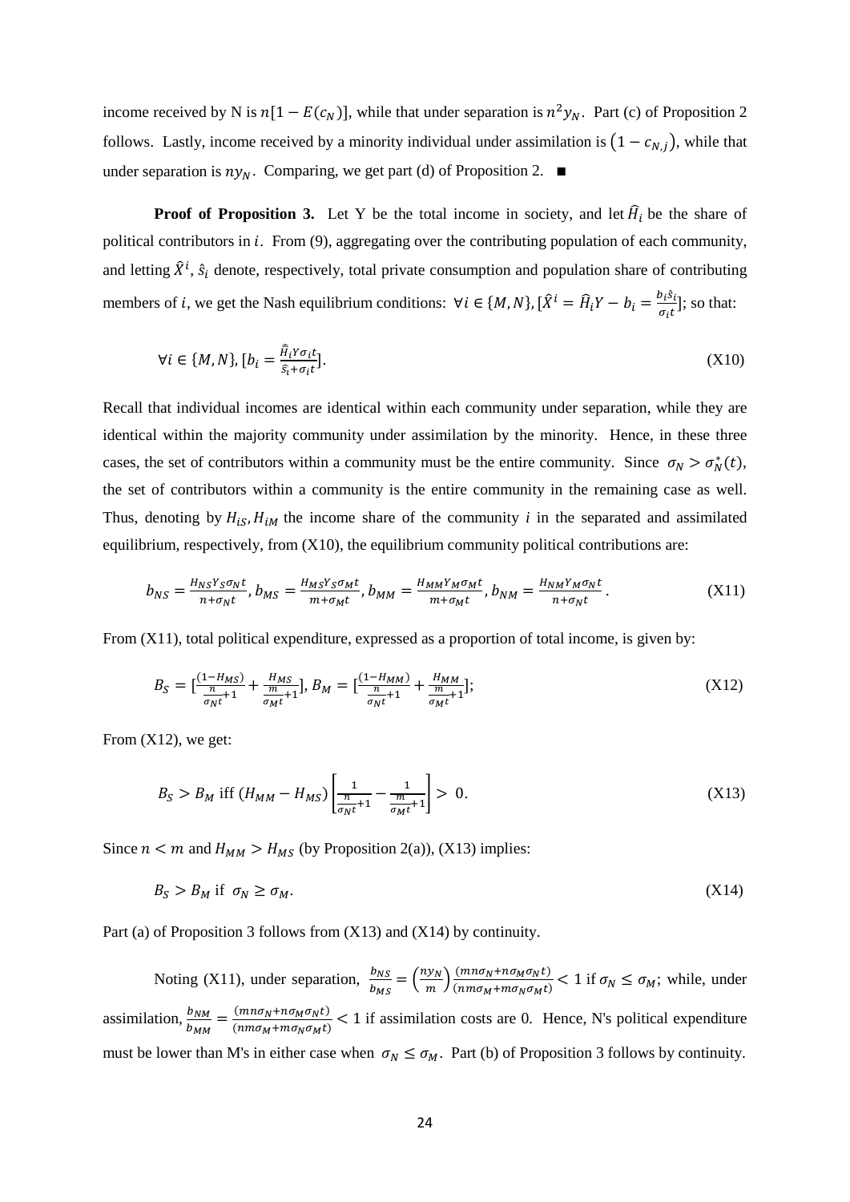income received by N is $n[1 - E(c_N)]$, while that under separation is $n^2 y_N$. Part (c) of Proposition 2 follows. Lastly, income received by a minority individual under assimilation is $(1 - c_{N,j})$, while that under separation is $n y_N$. Comparing, we get part (d) of Proposition 2. ■

**Proof of Proposition 3.** Let Y be the total income in society, and let $\widehat{H}_i$ be the share of political contributors in $i$. From (9), aggregating over the contributing population of each community, and letting $\hat{X}^i$, $\hat{s}_i$ denote, respectively, total private consumption and population share of contributing members of $i$, we get the Nash equilibrium conditions: $\forall i \in \{M, N\}, [\hat{X}^i = \widehat{H}_i Y - b_i = \frac{b_i \hat{s}_i}{\sigma_i t}]$; so that:

$$\forall i \in \{M, N\}, [b_i = \frac{\hat{\widehat{H}}_i Y \sigma_i t}{\hat{s}_i + \sigma_i t}]. \tag{X10}$$

Recall that individual incomes are identical within each community under separation, while they are identical within the majority community under assimilation by the minority. Hence, in these three cases, the set of contributors within a community must be the entire community. Since $\sigma_N > \sigma_N^*(t)$, the set of contributors within a community is the entire community in the remaining case as well. Thus, denoting by $H_{iS}, H_{iM}$ the income share of the community $i$ in the separated and assimilated equilibrium, respectively, from (X10), the equilibrium community political contributions are:

$$b_{NS} = \frac{H_{NS} Y_S \sigma_N t}{n + \sigma_N t}, b_{MS} = \frac{H_{MS} Y_S \sigma_M t}{m + \sigma_M t}, b_{MM} = \frac{H_{MM} Y_M \sigma_M t}{m + \sigma_M t}, b_{NM} = \frac{H_{NM} Y_M \sigma_N t}{n + \sigma_N t}. \tag{X11}$$

From (X11), total political expenditure, expressed as a proportion of total income, is given by:

$$B_S = [\frac{(1 - H_{MS})}{\frac{n}{\sigma_N t} + 1} + \frac{H_{MS}}{\frac{m}{\sigma_M t} + 1}], B_M = [\frac{(1 - H_{MM})}{\frac{n}{\sigma_N t} + 1} + \frac{H_{MM}}{\frac{m}{\sigma_M t} + 1}]; \tag{X12}$$

From (X12), we get:

$$B_S > B_M \text{ iff } (H_{MM} - H_{MS}) \left[\frac{1}{\frac{n}{\sigma_N t} + 1} - \frac{1}{\frac{m}{\sigma_M t} + 1}\right] > 0. \tag{X13}$$

Since $n < m$ and $H_{MM} > H_{MS}$ (by Proposition 2(a)), (X13) implies:

$$B_S > B_M \text{ if } \sigma_N \geq \sigma_M. \tag{X14}$$

Part (a) of Proposition 3 follows from (X13) and (X14) by continuity.

Noting (X11), under separation, $\frac{b_{NS}}{b_{MS}} = \left(\frac{n y_N}{m}\right) \frac{(m n \sigma_N + n \sigma_M \sigma_N t)}{(n m \sigma_M + m \sigma_N \sigma_M t)} < 1$ if $\sigma_N \leq \sigma_M$; while, under assimilation, $\frac{b_{NM}}{b_{MM}} = \frac{(m n \sigma_N + n \sigma_M \sigma_N t)}{(n m \sigma_M + m \sigma_N \sigma_M t)} < 1$ if assimilation costs are 0. Hence, N's political expenditure must be lower than M's in either case when $\sigma_N \leq \sigma_M$. Part (b) of Proposition 3 follows by continuity.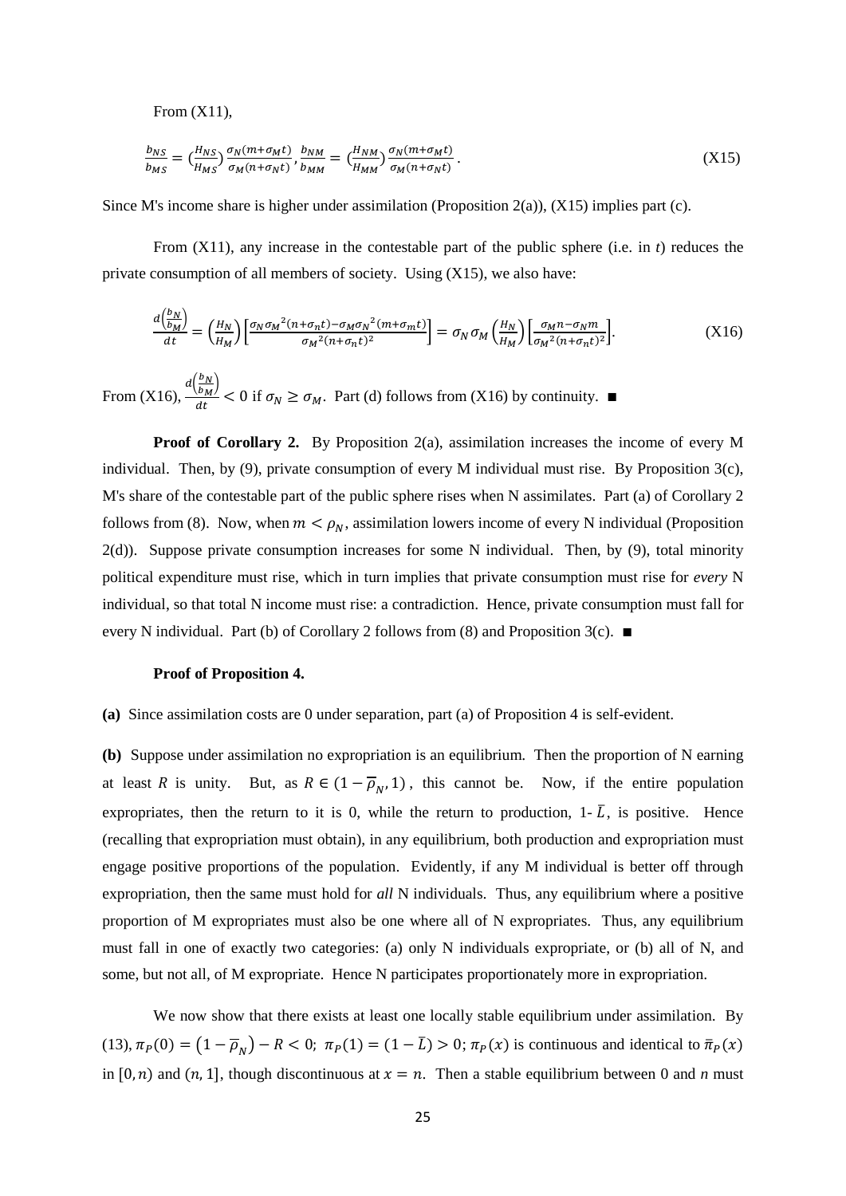From (X11),

$$\frac{b_{NS}}{b_{MS}} = \left(\frac{H_{NS}}{H_{MS}}\right)\frac{\sigma_N(m+\sigma_M t)}{\sigma_M(n+\sigma_N t)}, \frac{b_{NM}}{b_{MM}} = \left(\frac{H_{NM}}{H_{MM}}\right)\frac{\sigma_N(m+\sigma_M t)}{\sigma_M(n+\sigma_N t)}. \tag{X15}$$

Since M's income share is higher under assimilation (Proposition 2(a)), (X15) implies part (c).

From (X11), any increase in the contestable part of the public sphere (i.e. in *t*) reduces the private consumption of all members of society. Using (X15), we also have:

$$\frac{d\left(\frac{b_N}{b_M}\right)}{dt} = \left(\frac{H_N}{H_M}\right)\left[\frac{\sigma_N {\sigma_M}^2(n+\sigma_n t) - \sigma_M {\sigma_N}^2(m+\sigma_m t)}{{\sigma_M}^2(n+\sigma_n t)^2}\right] = \sigma_N \sigma_M \left(\frac{H_N}{H_M}\right)\left[\frac{\sigma_M n - \sigma_N m}{{\sigma_M}^2(n+\sigma_n t)^2}\right]. \tag{X16}$$

From (X16), $\frac{d\left(\frac{b_N}{b_M}\right)}{dt} < 0$ if $\sigma_N \geq \sigma_M$. Part (d) follows from (X16) by continuity. ■

**Proof of Corollary 2.** By Proposition 2(a), assimilation increases the income of every M individual. Then, by (9), private consumption of every M individual must rise. By Proposition 3(c), M's share of the contestable part of the public sphere rises when N assimilates. Part (a) of Corollary 2 follows from (8). Now, when $m < \rho_N$, assimilation lowers income of every N individual (Proposition 2(d)). Suppose private consumption increases for some N individual. Then, by (9), total minority political expenditure must rise, which in turn implies that private consumption must rise for *every* N individual, so that total N income must rise: a contradiction. Hence, private consumption must fall for every N individual. Part (b) of Corollary 2 follows from (8) and Proposition 3(c). ■

**Proof of Proposition 4.**

**(a)** Since assimilation costs are 0 under separation, part (a) of Proposition 4 is self-evident.

**(b)** Suppose under assimilation no expropriation is an equilibrium. Then the proportion of N earning at least *R* is unity. But, as $R \in (1 - \overline{\rho}_N, 1)$, this cannot be. Now, if the entire population expropriates, then the return to it is 0, while the return to production, $1 - \bar{L}$, is positive. Hence (recalling that expropriation must obtain), in any equilibrium, both production and expropriation must engage positive proportions of the population. Evidently, if any M individual is better off through expropriation, then the same must hold for *all* N individuals. Thus, any equilibrium where a positive proportion of M expropriates must also be one where all of N expropriates. Thus, any equilibrium must fall in one of exactly two categories: (a) only N individuals expropriate, or (b) all of N, and some, but not all, of M expropriate. Hence N participates proportionately more in expropriation.

We now show that there exists at least one locally stable equilibrium under assimilation. By (13), $\pi_P(0) = (1 - \overline{\rho}_N) - R < 0$; $\pi_P(1) = (1 - \bar{L}) > 0$; $\pi_P(x)$ is continuous and identical to $\bar{\pi}_P(x)$ in $[0, n)$ and $(n, 1]$, though discontinuous at $x = n$. Then a stable equilibrium between 0 and *n* must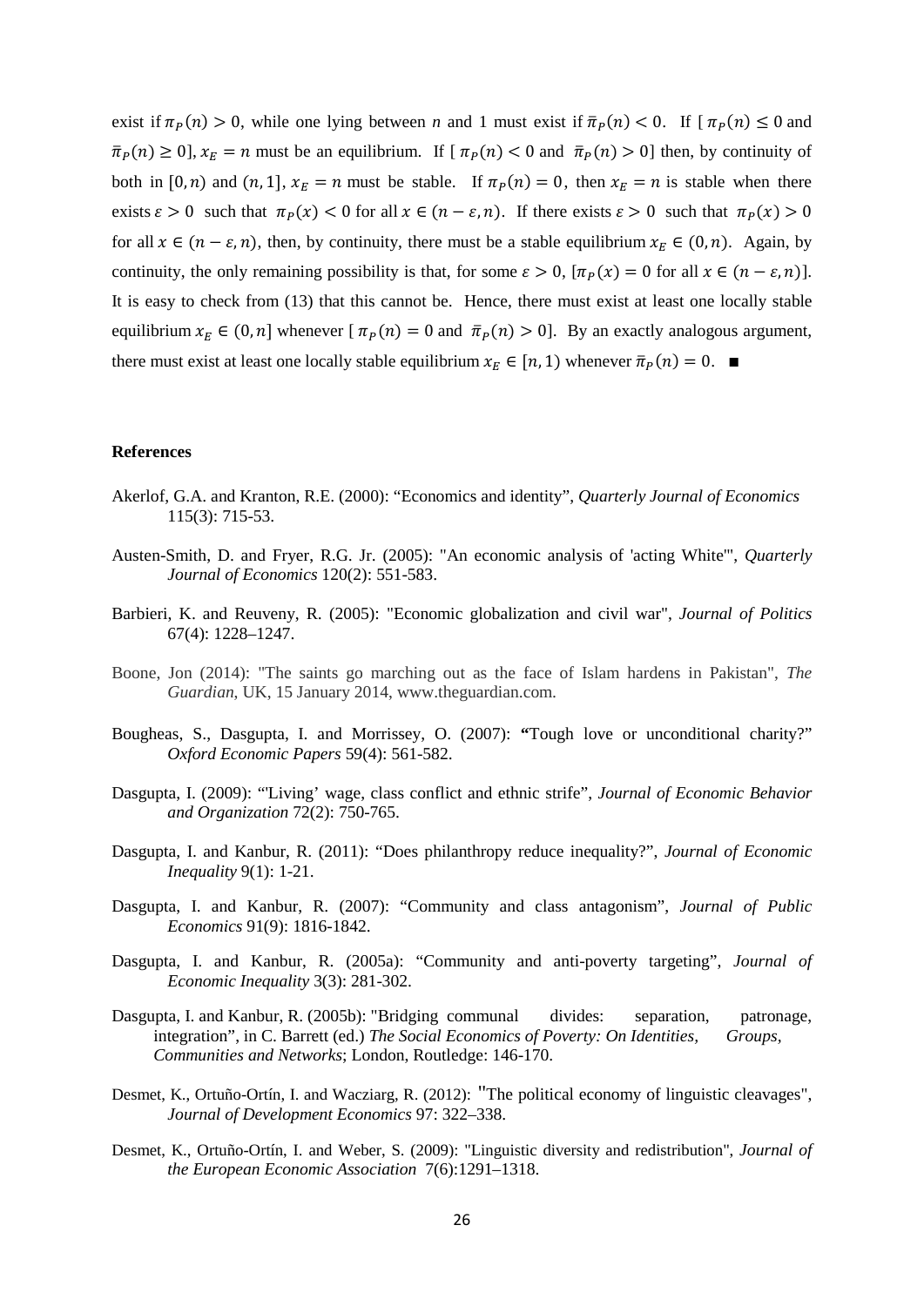exist if $\pi_P(n) > 0$, while one lying between *n* and 1 must exist if $\bar{\pi}_P(n) < 0$. If [ $\pi_P(n) \leq 0$ and $\bar{\pi}_P(n) \geq 0$], $x_E = n$ must be an equilibrium. If [ $\pi_P(n) < 0$ and $\bar{\pi}_P(n) > 0$] then, by continuity of both in $[0, n)$ and $(n, 1]$, $x_E = n$ must be stable. If $\pi_P(n) = 0$, then $x_E = n$ is stable when there exists $\varepsilon > 0$ such that $\pi_P(x) < 0$ for all $x \in (n - \varepsilon, n)$. If there exists $\varepsilon > 0$ such that $\pi_P(x) > 0$ for all $x \in (n - \varepsilon, n)$, then, by continuity, there must be a stable equilibrium $x_E \in (0, n)$. Again, by continuity, the only remaining possibility is that, for some $\varepsilon > 0$, [$\pi_P(x) = 0$ for all $x \in (n - \varepsilon, n)$]. It is easy to check from (13) that this cannot be. Hence, there must exist at least one locally stable equilibrium $x_E \in (0, n]$ whenever [ $\pi_P(n) = 0$ and $\bar{\pi}_P(n) > 0$]. By an exactly analogous argument, there must exist at least one locally stable equilibrium $x_E \in [n, 1)$ whenever $\bar{\pi}_P(n) = 0$. ■

**References**

Akerlof, G.A. and Kranton, R.E. (2000): "Economics and identity", *Quarterly Journal of Economics* 115(3): 715-53.

Austen-Smith, D. and Fryer, R.G. Jr. (2005): "An economic analysis of 'acting White'", *Quarterly Journal of Economics* 120(2): 551-583.

Barbieri, K. and Reuveny, R. (2005): "Economic globalization and civil war", *Journal of Politics* 67(4): 1228–1247.

Boone, Jon (2014): "The saints go marching out as the face of Islam hardens in Pakistan", *The Guardian*, UK, 15 January 2014, www.theguardian.com.

Bougheas, S., Dasgupta, I. and Morrissey, O. (2007): **"**Tough love or unconditional charity?" *Oxford Economic Papers* 59(4): 561-582.

Dasgupta, I. (2009): "'Living' wage, class conflict and ethnic strife", *Journal of Economic Behavior and Organization* 72(2): 750-765.

Dasgupta, I. and Kanbur, R. (2011): "Does philanthropy reduce inequality?", *Journal of Economic Inequality* 9(1): 1-21.

Dasgupta, I. and Kanbur, R. (2007): "Community and class antagonism", *Journal of Public Economics* 91(9): 1816-1842.

Dasgupta, I. and Kanbur, R. (2005a): "Community and anti-poverty targeting", *Journal of Economic Inequality* 3(3): 281-302.

Dasgupta, I. and Kanbur, R. (2005b): "Bridging communal divides: separation, patronage, integration", in C. Barrett (ed.) *The Social Economics of Poverty: On Identities, Groups, Communities and Networks*; London, Routledge: 146-170.

Desmet, K., Ortuño-Ortín, I. and Wacziarg, R. (2012): "The political economy of linguistic cleavages", *Journal of Development Economics* 97: 322–338.

Desmet, K., Ortuño-Ortín, I. and Weber, S. (2009): "Linguistic diversity and redistribution", *Journal of the European Economic Association* 7(6):1291–1318.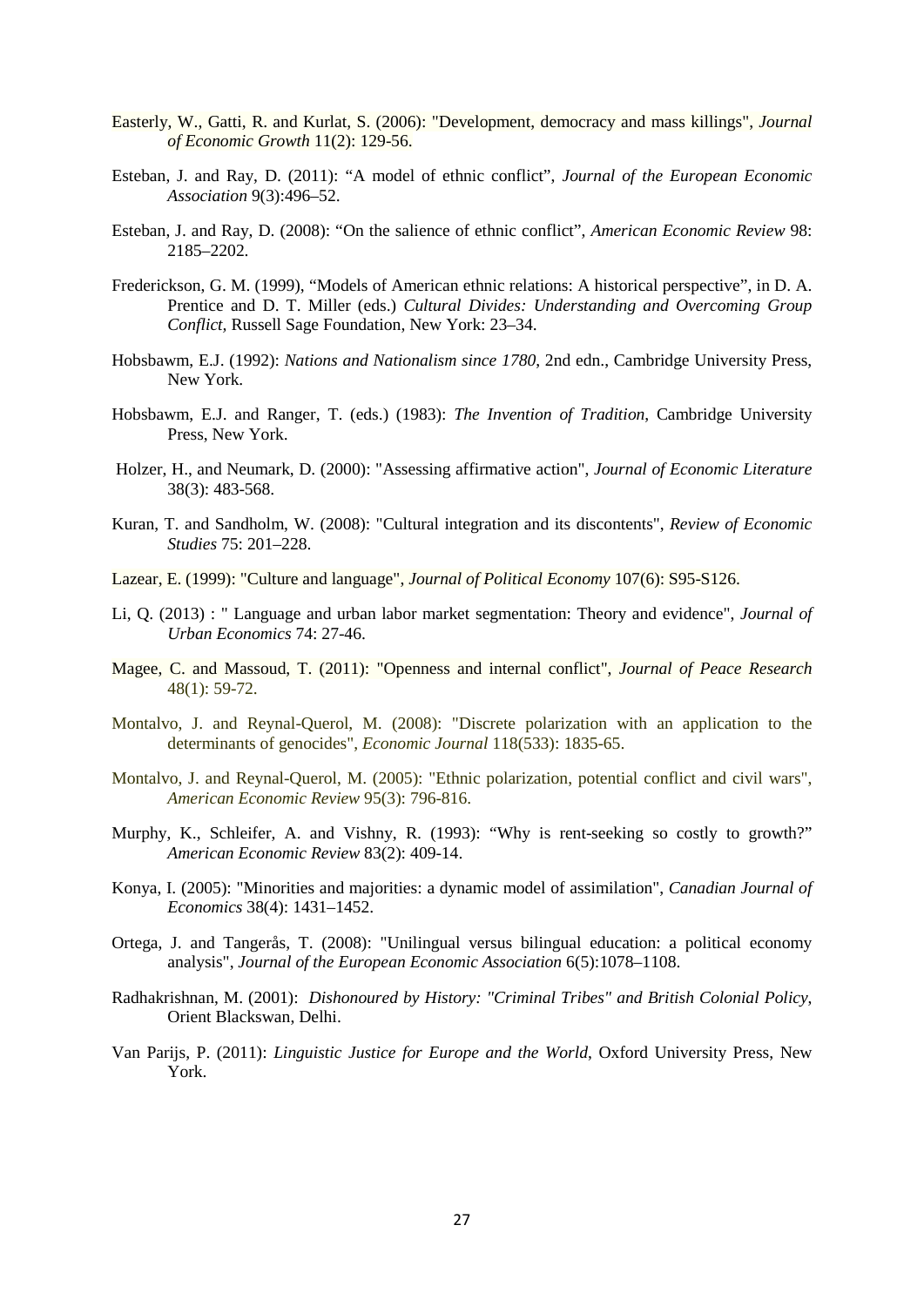Easterly, W., Gatti, R. and Kurlat, S. (2006): "Development, democracy and mass killings", *Journal of Economic Growth* 11(2): 129-56.

Esteban, J. and Ray, D. (2011): "A model of ethnic conflict", *Journal of the European Economic Association* 9(3):496–52.

Esteban, J. and Ray, D. (2008): "On the salience of ethnic conflict", *American Economic Review* 98: 2185–2202.

Frederickson, G. M. (1999), "Models of American ethnic relations: A historical perspective", in D. A. Prentice and D. T. Miller (eds.) *Cultural Divides: Understanding and Overcoming Group Conflict*, Russell Sage Foundation, New York: 23–34.

Hobsbawm, E.J. (1992): *Nations and Nationalism since 1780*, 2nd edn., Cambridge University Press, New York.

Hobsbawm, E.J. and Ranger, T. (eds.) (1983): *The Invention of Tradition*, Cambridge University Press, New York.

Holzer, H., and Neumark, D. (2000): "Assessing affirmative action", *Journal of Economic Literature* 38(3): 483-568.

Kuran, T. and Sandholm, W. (2008): "Cultural integration and its discontents", *Review of Economic Studies* 75: 201–228.

Lazear, E. (1999): "Culture and language", *Journal of Political Economy* 107(6): S95-S126.

Li, Q. (2013) : " Language and urban labor market segmentation: Theory and evidence", *Journal of Urban Economics* 74: 27-46.

Magee, C. and Massoud, T. (2011): "Openness and internal conflict", *Journal of Peace Research* 48(1): 59-72.

Montalvo, J. and Reynal-Querol, M. (2008): "Discrete polarization with an application to the determinants of genocides", *Economic Journal* 118(533): 1835-65.

Montalvo, J. and Reynal-Querol, M. (2005): "Ethnic polarization, potential conflict and civil wars", *American Economic Review* 95(3): 796-816.

Murphy, K., Schleifer, A. and Vishny, R. (1993): "Why is rent-seeking so costly to growth?" *American Economic Review* 83(2): 409-14.

Konya, I. (2005): "Minorities and majorities: a dynamic model of assimilation", *Canadian Journal of Economics* 38(4): 1431–1452.

Ortega, J. and Tangerås, T. (2008): "Unilingual versus bilingual education: a political economy analysis", *Journal of the European Economic Association* 6(5):1078–1108.

Radhakrishnan, M. (2001): *Dishonoured by History: "Criminal Tribes" and British Colonial Policy*, Orient Blackswan, Delhi.

Van Parijs, P. (2011): *Linguistic Justice for Europe and the World*, Oxford University Press, New York.